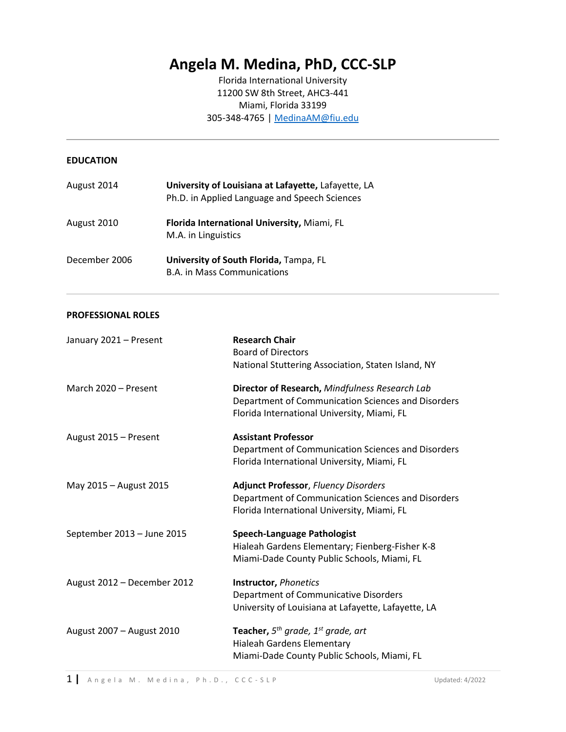# Angela M. Medina, PhD, CCC-SLP

Florida International University
11200 SW 8th Street, AHC3-441
Miami, Florida 33199
305-348-4765 | MedinaAM@fiu.edu

---

## EDUCATION

| | |
|---|---|
| August 2014 | **University of Louisiana at Lafayette,** Lafayette, LA<br>Ph.D. in Applied Language and Speech Sciences |
| August 2010 | **Florida International University,** Miami, FL<br>M.A. in Linguistics |
| December 2006 | **University of South Florida,** Tampa, FL<br>B.A. in Mass Communications |

---

## PROFESSIONAL ROLES

| | |
|---|---|
| January 2021 – Present | **Research Chair**<br>Board of Directors<br>National Stuttering Association, Staten Island, NY |
| March 2020 – Present | **Director of Research,** *Mindfulness Research Lab*<br>Department of Communication Sciences and Disorders<br>Florida International University, Miami, FL |
| August 2015 – Present | **Assistant Professor**<br>Department of Communication Sciences and Disorders<br>Florida International University, Miami, FL |
| May 2015 – August 2015 | **Adjunct Professor**, *Fluency Disorders*<br>Department of Communication Sciences and Disorders<br>Florida International University, Miami, FL |
| September 2013 – June 2015 | **Speech-Language Pathologist**<br>Hialeah Gardens Elementary; Fienberg-Fisher K-8<br>Miami-Dade County Public Schools, Miami, FL |
| August 2012 – December 2012 | **Instructor,** *Phonetics*<br>Department of Communicative Disorders<br>University of Louisiana at Lafayette, Lafayette, LA |
| August 2007 – August 2010 | **Teacher,** *5th grade, 1st grade, art*<br>Hialeah Gardens Elementary<br>Miami-Dade County Public Schools, Miami, FL |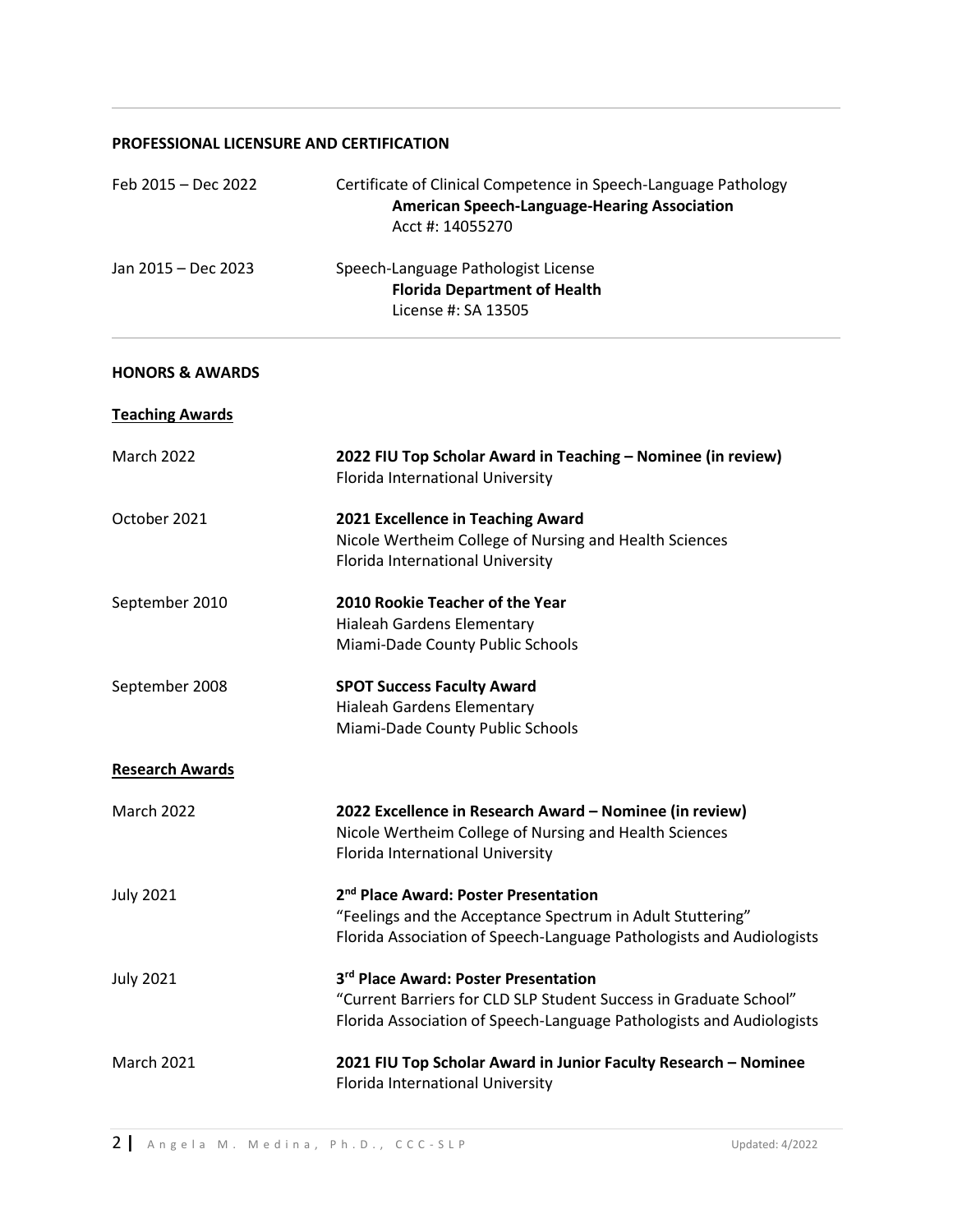## PROFESSIONAL LICENSURE AND CERTIFICATION

Feb 2015 – Dec 2022 — Certificate of Clinical Competence in Speech-Language Pathology
**American Speech-Language-Hearing Association**
Acct #: 14055270

Jan 2015 – Dec 2023 — Speech-Language Pathologist License
**Florida Department of Health**
License #: SA 13505

## HONORS & AWARDS

### Teaching Awards

March 2022 — **2022 FIU Top Scholar Award in Teaching – Nominee (in review)**
Florida International University

October 2021 — **2021 Excellence in Teaching Award**
Nicole Wertheim College of Nursing and Health Sciences
Florida International University

September 2010 — **2010 Rookie Teacher of the Year**
Hialeah Gardens Elementary
Miami-Dade County Public Schools

September 2008 — **SPOT Success Faculty Award**
Hialeah Gardens Elementary
Miami-Dade County Public Schools

### Research Awards

March 2022 — **2022 Excellence in Research Award – Nominee (in review)**
Nicole Wertheim College of Nursing and Health Sciences
Florida International University

July 2021 — **2nd Place Award: Poster Presentation**
"Feelings and the Acceptance Spectrum in Adult Stuttering"
Florida Association of Speech-Language Pathologists and Audiologists

July 2021 — **3rd Place Award: Poster Presentation**
"Current Barriers for CLD SLP Student Success in Graduate School"
Florida Association of Speech-Language Pathologists and Audiologists

March 2021 — **2021 FIU Top Scholar Award in Junior Faculty Research – Nominee**
Florida International University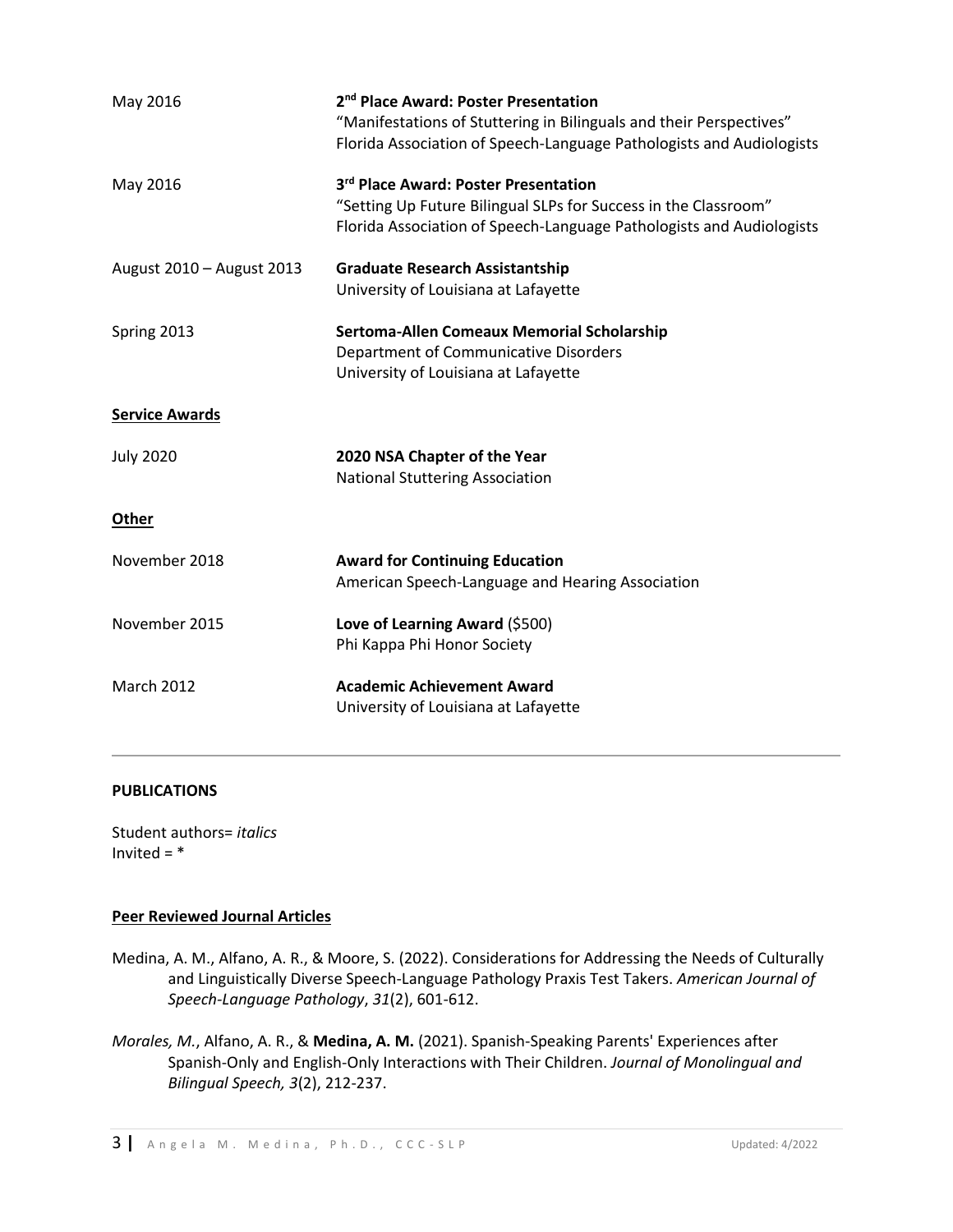| | |
|---|---|
| May 2016 | **2nd Place Award: Poster Presentation**<br>"Manifestations of Stuttering in Bilinguals and their Perspectives"<br>Florida Association of Speech-Language Pathologists and Audiologists |
| May 2016 | **3rd Place Award: Poster Presentation**<br>"Setting Up Future Bilingual SLPs for Success in the Classroom"<br>Florida Association of Speech-Language Pathologists and Audiologists |
| August 2010 – August 2013 | **Graduate Research Assistantship**<br>University of Louisiana at Lafayette |
| Spring 2013 | **Sertoma-Allen Comeaux Memorial Scholarship**<br>Department of Communicative Disorders<br>University of Louisiana at Lafayette |

**Service Awards**

| | |
|---|---|
| July 2020 | **2020 NSA Chapter of the Year**<br>National Stuttering Association |

**Other**

| | |
|---|---|
| November 2018 | **Award for Continuing Education**<br>American Speech-Language and Hearing Association |
| November 2015 | **Love of Learning Award** ($500)<br>Phi Kappa Phi Honor Society |
| March 2012 | **Academic Achievement Award**<br>University of Louisiana at Lafayette |

---

## PUBLICATIONS

Student authors= *italics*
Invited = *

### Peer Reviewed Journal Articles

Medina, A. M., Alfano, A. R., & Moore, S. (2022). Considerations for Addressing the Needs of Culturally and Linguistically Diverse Speech-Language Pathology Praxis Test Takers. *American Journal of Speech-Language Pathology*, *31*(2), 601-612.

*Morales, M.*, Alfano, A. R., & **Medina, A. M.** (2021). Spanish-Speaking Parents' Experiences after Spanish-Only and English-Only Interactions with Their Children. *Journal of Monolingual and Bilingual Speech, 3*(2), 212-237.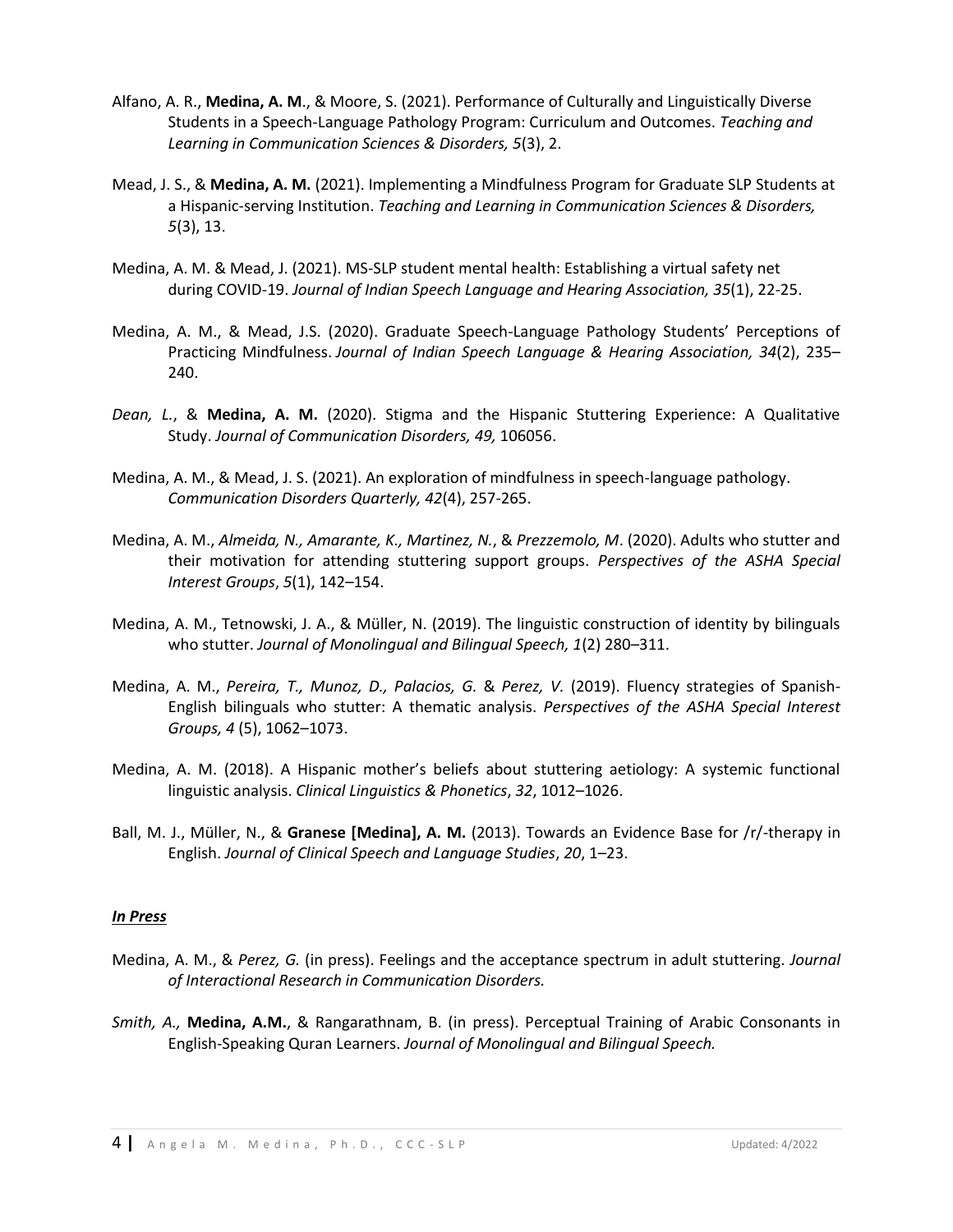Alfano, A. R., **Medina, A. M**., & Moore, S. (2021). Performance of Culturally and Linguistically Diverse Students in a Speech-Language Pathology Program: Curriculum and Outcomes. *Teaching and Learning in Communication Sciences & Disorders, 5*(3), 2.

Mead, J. S., & **Medina, A. M.** (2021). Implementing a Mindfulness Program for Graduate SLP Students at a Hispanic-serving Institution. *Teaching and Learning in Communication Sciences & Disorders, 5*(3), 13.

Medina, A. M. & Mead, J. (2021). MS-SLP student mental health: Establishing a virtual safety net during COVID-19. *Journal of Indian Speech Language and Hearing Association, 35*(1), 22-25.

Medina, A. M., & Mead, J.S. (2020). Graduate Speech-Language Pathology Students' Perceptions of Practicing Mindfulness. *Journal of Indian Speech Language & Hearing Association, 34*(2), 235–240.

*Dean, L.*, & **Medina, A. M.** (2020). Stigma and the Hispanic Stuttering Experience: A Qualitative Study. *Journal of Communication Disorders, 49,* 106056.

Medina, A. M., & Mead, J. S. (2021). An exploration of mindfulness in speech-language pathology. *Communication Disorders Quarterly, 42*(4), 257-265.

Medina, A. M., *Almeida, N., Amarante, K., Martinez, N.*, & *Prezzemolo, M*. (2020). Adults who stutter and their motivation for attending stuttering support groups. *Perspectives of the ASHA Special Interest Groups*, *5*(1), 142–154.

Medina, A. M., Tetnowski, J. A., & Müller, N. (2019). The linguistic construction of identity by bilinguals who stutter. *Journal of Monolingual and Bilingual Speech, 1*(2) 280–311.

Medina, A. M., *Pereira, T., Munoz, D., Palacios, G.* & *Perez, V.* (2019). Fluency strategies of Spanish-English bilinguals who stutter: A thematic analysis. *Perspectives of the ASHA Special Interest Groups, 4* (5), 1062–1073.

Medina, A. M. (2018). A Hispanic mother's beliefs about stuttering aetiology: A systemic functional linguistic analysis. *Clinical Linguistics & Phonetics*, *32*, 1012–1026.

Ball, M. J., Müller, N., & **Granese [Medina], A. M.** (2013). Towards an Evidence Base for /r/-therapy in English. *Journal of Clinical Speech and Language Studies*, *20*, 1–23.

***In Press***

Medina, A. M., & *Perez, G.* (in press). Feelings and the acceptance spectrum in adult stuttering. *Journal of Interactional Research in Communication Disorders.*

*Smith, A.,* **Medina, A.M.**, & Rangarathnam, B. (in press). Perceptual Training of Arabic Consonants in English-Speaking Quran Learners. *Journal of Monolingual and Bilingual Speech.*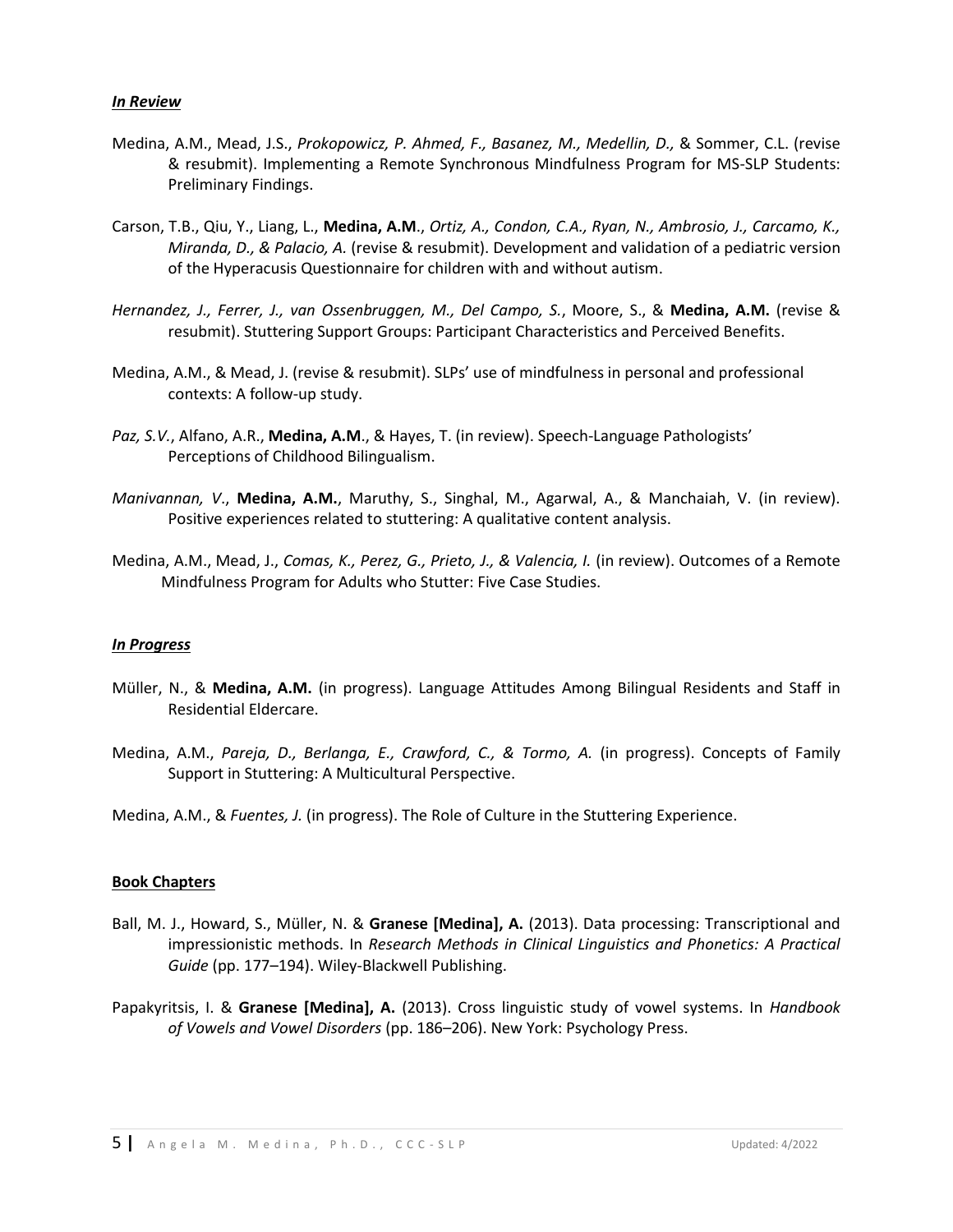***In Review***

Medina, A.M., Mead, J.S., *Prokopowicz, P. Ahmed, F., Basanez, M., Medellin, D.,* & Sommer, C.L. (revise & resubmit). Implementing a Remote Synchronous Mindfulness Program for MS-SLP Students: Preliminary Findings.

Carson, T.B., Qiu, Y., Liang, L., **Medina, A.M**., *Ortiz, A., Condon, C.A., Ryan, N., Ambrosio, J., Carcamo, K., Miranda, D., & Palacio, A.* (revise & resubmit). Development and validation of a pediatric version of the Hyperacusis Questionnaire for children with and without autism.

*Hernandez, J., Ferrer, J., van Ossenbruggen, M., Del Campo, S.*, Moore, S., & **Medina, A.M.** (revise & resubmit). Stuttering Support Groups: Participant Characteristics and Perceived Benefits.

Medina, A.M., & Mead, J. (revise & resubmit). SLPs' use of mindfulness in personal and professional contexts: A follow-up study.

*Paz, S.V.*, Alfano, A.R., **Medina, A.M**., & Hayes, T. (in review). Speech-Language Pathologists' Perceptions of Childhood Bilingualism.

*Manivannan, V*., **Medina, A.M.**, Maruthy, S., Singhal, M., Agarwal, A., & Manchaiah, V. (in review). Positive experiences related to stuttering: A qualitative content analysis.

Medina, A.M., Mead, J., *Comas, K., Perez, G., Prieto, J., & Valencia, I.* (in review). Outcomes of a Remote Mindfulness Program for Adults who Stutter: Five Case Studies.

***In Progress***

Müller, N., & **Medina, A.M.** (in progress). Language Attitudes Among Bilingual Residents and Staff in Residential Eldercare.

Medina, A.M., *Pareja, D., Berlanga, E., Crawford, C., & Tormo, A.* (in progress). Concepts of Family Support in Stuttering: A Multicultural Perspective.

Medina, A.M., & *Fuentes, J.* (in progress). The Role of Culture in the Stuttering Experience.

**Book Chapters**

Ball, M. J., Howard, S., Müller, N. & **Granese [Medina], A.** (2013). Data processing: Transcriptional and impressionistic methods. In *Research Methods in Clinical Linguistics and Phonetics: A Practical Guide* (pp. 177–194). Wiley-Blackwell Publishing.

Papakyritsis, I. & **Granese [Medina], A.** (2013). Cross linguistic study of vowel systems. In *Handbook of Vowels and Vowel Disorders* (pp. 186–206). New York: Psychology Press.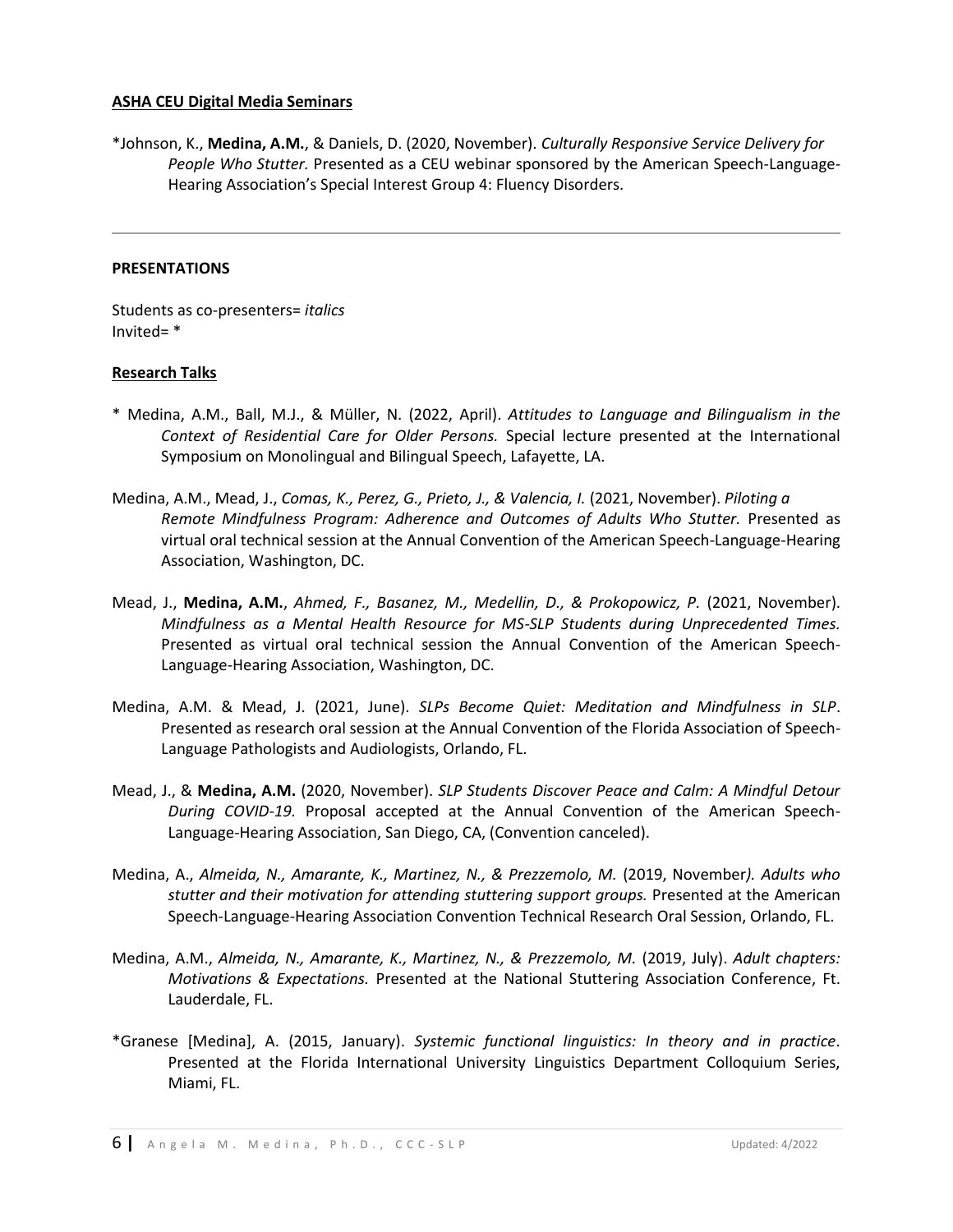**ASHA CEU Digital Media Seminars**

*Johnson, K., **Medina, A.M.**, & Daniels, D. (2020, November). *Culturally Responsive Service Delivery for People Who Stutter.* Presented as a CEU webinar sponsored by the American Speech-Language-Hearing Association's Special Interest Group 4: Fluency Disorders.

---

**PRESENTATIONS**

Students as co-presenters= *italics*
Invited= *

**Research Talks**

* Medina, A.M., Ball, M.J., & Müller, N. (2022, April). *Attitudes to Language and Bilingualism in the Context of Residential Care for Older Persons.* Special lecture presented at the International Symposium on Monolingual and Bilingual Speech, Lafayette, LA.

Medina, A.M., Mead, J., *Comas, K., Perez, G., Prieto, J., & Valencia, I.* (2021, November). *Piloting a Remote Mindfulness Program: Adherence and Outcomes of Adults Who Stutter.* Presented as virtual oral technical session at the Annual Convention of the American Speech-Language-Hearing Association, Washington, DC.

Mead, J., **Medina, A.M.**, *Ahmed, F., Basanez, M., Medellin, D., & Prokopowicz, P*. (2021, November). *Mindfulness as a Mental Health Resource for MS-SLP Students during Unprecedented Times.* Presented as virtual oral technical session the Annual Convention of the American Speech-Language-Hearing Association, Washington, DC.

Medina, A.M. & Mead, J. (2021, June). *SLPs Become Quiet: Meditation and Mindfulness in SLP*. Presented as research oral session at the Annual Convention of the Florida Association of Speech-Language Pathologists and Audiologists, Orlando, FL.

Mead, J., & **Medina, A.M.** (2020, November). *SLP Students Discover Peace and Calm: A Mindful Detour During COVID-19.* Proposal accepted at the Annual Convention of the American Speech-Language-Hearing Association, San Diego, CA, (Convention canceled).

Medina, A., *Almeida, N., Amarante, K., Martinez, N., & Prezzemolo, M.* (2019, November*). Adults who stutter and their motivation for attending stuttering support groups.* Presented at the American Speech-Language-Hearing Association Convention Technical Research Oral Session, Orlando, FL.

Medina, A.M., *Almeida, N., Amarante, K., Martinez, N., & Prezzemolo, M.* (2019, July). *Adult chapters: Motivations & Expectations.* Presented at the National Stuttering Association Conference, Ft. Lauderdale, FL.

*Granese [Medina], A. (2015, January). *Systemic functional linguistics: In theory and in practice*. Presented at the Florida International University Linguistics Department Colloquium Series, Miami, FL.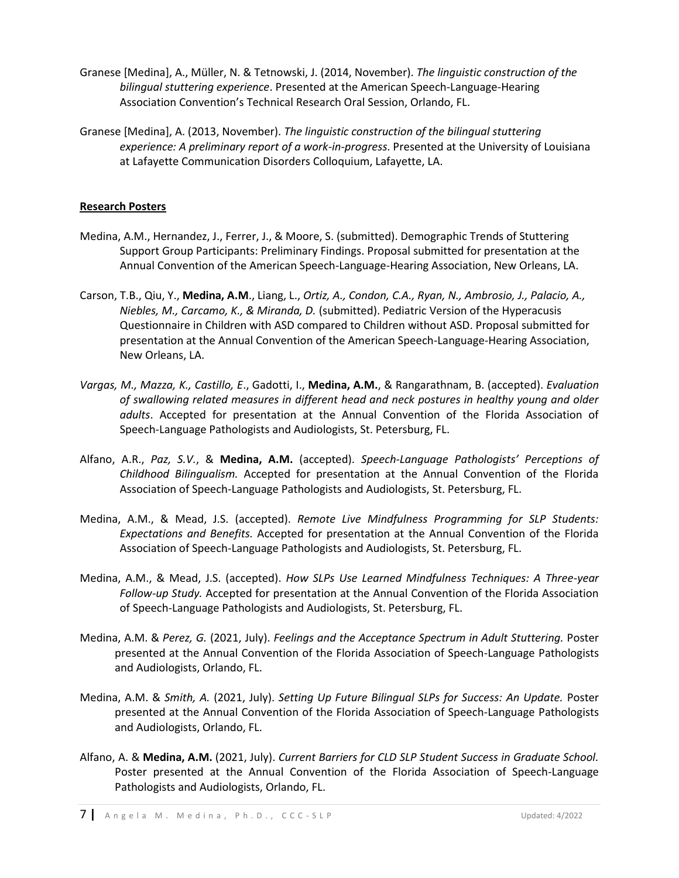Granese [Medina], A., Müller, N. & Tetnowski, J. (2014, November). *The linguistic construction of the bilingual stuttering experience*. Presented at the American Speech-Language-Hearing Association Convention's Technical Research Oral Session, Orlando, FL.

Granese [Medina], A. (2013, November). *The linguistic construction of the bilingual stuttering experience: A preliminary report of a work-in-progress*. Presented at the University of Louisiana at Lafayette Communication Disorders Colloquium, Lafayette, LA.

**Research Posters**

Medina, A.M., Hernandez, J., Ferrer, J., & Moore, S. (submitted). Demographic Trends of Stuttering Support Group Participants: Preliminary Findings. Proposal submitted for presentation at the Annual Convention of the American Speech-Language-Hearing Association, New Orleans, LA.

Carson, T.B., Qiu, Y., **Medina, A.M**., Liang, L., *Ortiz, A., Condon, C.A., Ryan, N., Ambrosio, J., Palacio, A., Niebles, M., Carcamo, K., & Miranda, D.* (submitted). Pediatric Version of the Hyperacusis Questionnaire in Children with ASD compared to Children without ASD. Proposal submitted for presentation at the Annual Convention of the American Speech-Language-Hearing Association, New Orleans, LA.

*Vargas, M., Mazza, K., Castillo, E*., Gadotti, I., **Medina, A.M.**, & Rangarathnam, B. (accepted). *Evaluation of swallowing related measures in different head and neck postures in healthy young and older adults*. Accepted for presentation at the Annual Convention of the Florida Association of Speech-Language Pathologists and Audiologists, St. Petersburg, FL.

Alfano, A.R., *Paz, S.V.*, & **Medina, A.M.** (accepted). *Speech-Language Pathologists' Perceptions of Childhood Bilingualism.* Accepted for presentation at the Annual Convention of the Florida Association of Speech-Language Pathologists and Audiologists, St. Petersburg, FL.

Medina, A.M., & Mead, J.S. (accepted). *Remote Live Mindfulness Programming for SLP Students: Expectations and Benefits.* Accepted for presentation at the Annual Convention of the Florida Association of Speech-Language Pathologists and Audiologists, St. Petersburg, FL.

Medina, A.M., & Mead, J.S. (accepted). *How SLPs Use Learned Mindfulness Techniques: A Three-year Follow-up Study.* Accepted for presentation at the Annual Convention of the Florida Association of Speech-Language Pathologists and Audiologists, St. Petersburg, FL.

Medina, A.M. & *Perez, G.* (2021, July). *Feelings and the Acceptance Spectrum in Adult Stuttering.* Poster presented at the Annual Convention of the Florida Association of Speech-Language Pathologists and Audiologists, Orlando, FL.

Medina, A.M. & *Smith, A.* (2021, July). *Setting Up Future Bilingual SLPs for Success: An Update.* Poster presented at the Annual Convention of the Florida Association of Speech-Language Pathologists and Audiologists, Orlando, FL.

Alfano, A. & **Medina, A.M.** (2021, July). *Current Barriers for CLD SLP Student Success in Graduate School.* Poster presented at the Annual Convention of the Florida Association of Speech-Language Pathologists and Audiologists, Orlando, FL.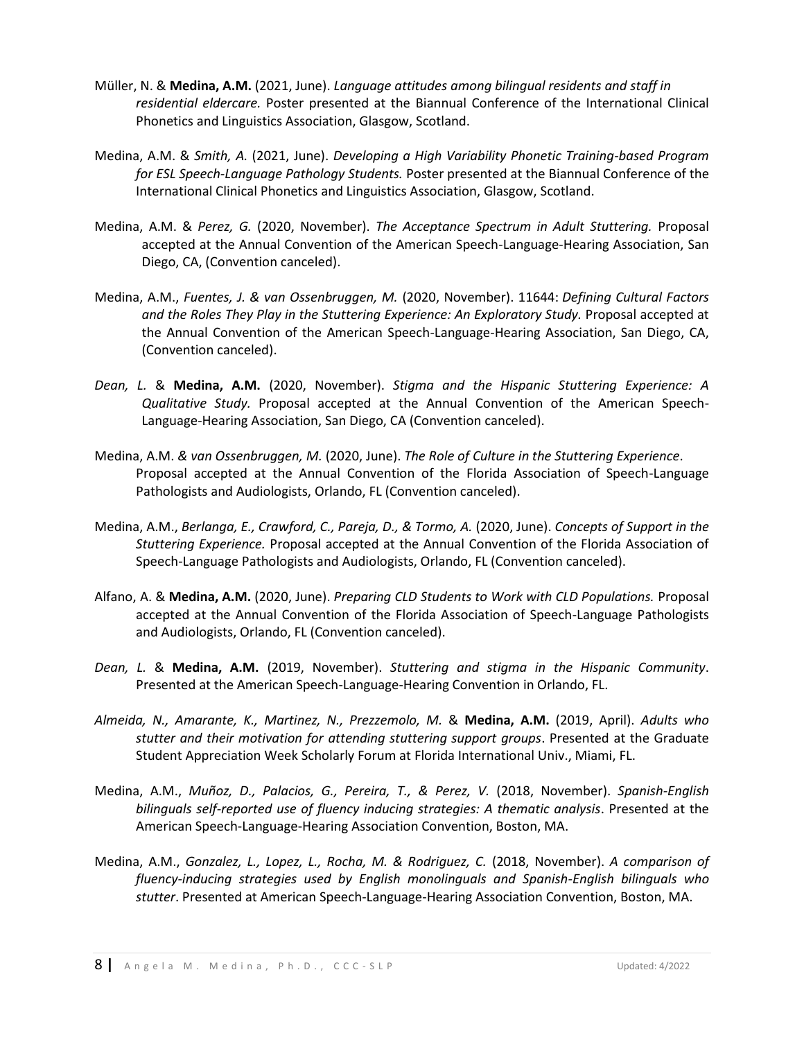Müller, N. & **Medina, A.M.** (2021, June). *Language attitudes among bilingual residents and staff in residential eldercare.* Poster presented at the Biannual Conference of the International Clinical Phonetics and Linguistics Association, Glasgow, Scotland.

Medina, A.M. & *Smith, A.* (2021, June). *Developing a High Variability Phonetic Training-based Program for ESL Speech-Language Pathology Students.* Poster presented at the Biannual Conference of the International Clinical Phonetics and Linguistics Association, Glasgow, Scotland.

Medina, A.M. & *Perez, G.* (2020, November). *The Acceptance Spectrum in Adult Stuttering.* Proposal accepted at the Annual Convention of the American Speech-Language-Hearing Association, San Diego, CA, (Convention canceled).

Medina, A.M., *Fuentes, J. & van Ossenbruggen, M.* (2020, November). 11644: *Defining Cultural Factors and the Roles They Play in the Stuttering Experience: An Exploratory Study.* Proposal accepted at the Annual Convention of the American Speech-Language-Hearing Association, San Diego, CA, (Convention canceled).

*Dean, L.* & **Medina, A.M.** (2020, November). *Stigma and the Hispanic Stuttering Experience: A Qualitative Study.* Proposal accepted at the Annual Convention of the American Speech-Language-Hearing Association, San Diego, CA (Convention canceled).

Medina, A.M. *& van Ossenbruggen, M.* (2020, June). *The Role of Culture in the Stuttering Experience*. Proposal accepted at the Annual Convention of the Florida Association of Speech-Language Pathologists and Audiologists, Orlando, FL (Convention canceled).

Medina, A.M., *Berlanga, E., Crawford, C., Pareja, D., & Tormo, A.* (2020, June). *Concepts of Support in the Stuttering Experience.* Proposal accepted at the Annual Convention of the Florida Association of Speech-Language Pathologists and Audiologists, Orlando, FL (Convention canceled).

Alfano, A. & **Medina, A.M.** (2020, June). *Preparing CLD Students to Work with CLD Populations.* Proposal accepted at the Annual Convention of the Florida Association of Speech-Language Pathologists and Audiologists, Orlando, FL (Convention canceled).

*Dean, L.* & **Medina, A.M.** (2019, November). *Stuttering and stigma in the Hispanic Community*. Presented at the American Speech-Language-Hearing Convention in Orlando, FL.

*Almeida, N., Amarante, K., Martinez, N., Prezzemolo, M.* & **Medina, A.M.** (2019, April). *Adults who stutter and their motivation for attending stuttering support groups*. Presented at the Graduate Student Appreciation Week Scholarly Forum at Florida International Univ., Miami, FL.

Medina, A.M., *Muñoz, D., Palacios, G., Pereira, T., & Perez, V.* (2018, November). *Spanish-English bilinguals self-reported use of fluency inducing strategies: A thematic analysis*. Presented at the American Speech-Language-Hearing Association Convention, Boston, MA.

Medina, A.M., *Gonzalez, L., Lopez, L., Rocha, M. & Rodriguez, C.* (2018, November). *A comparison of fluency-inducing strategies used by English monolinguals and Spanish-English bilinguals who stutter*. Presented at American Speech-Language-Hearing Association Convention, Boston, MA.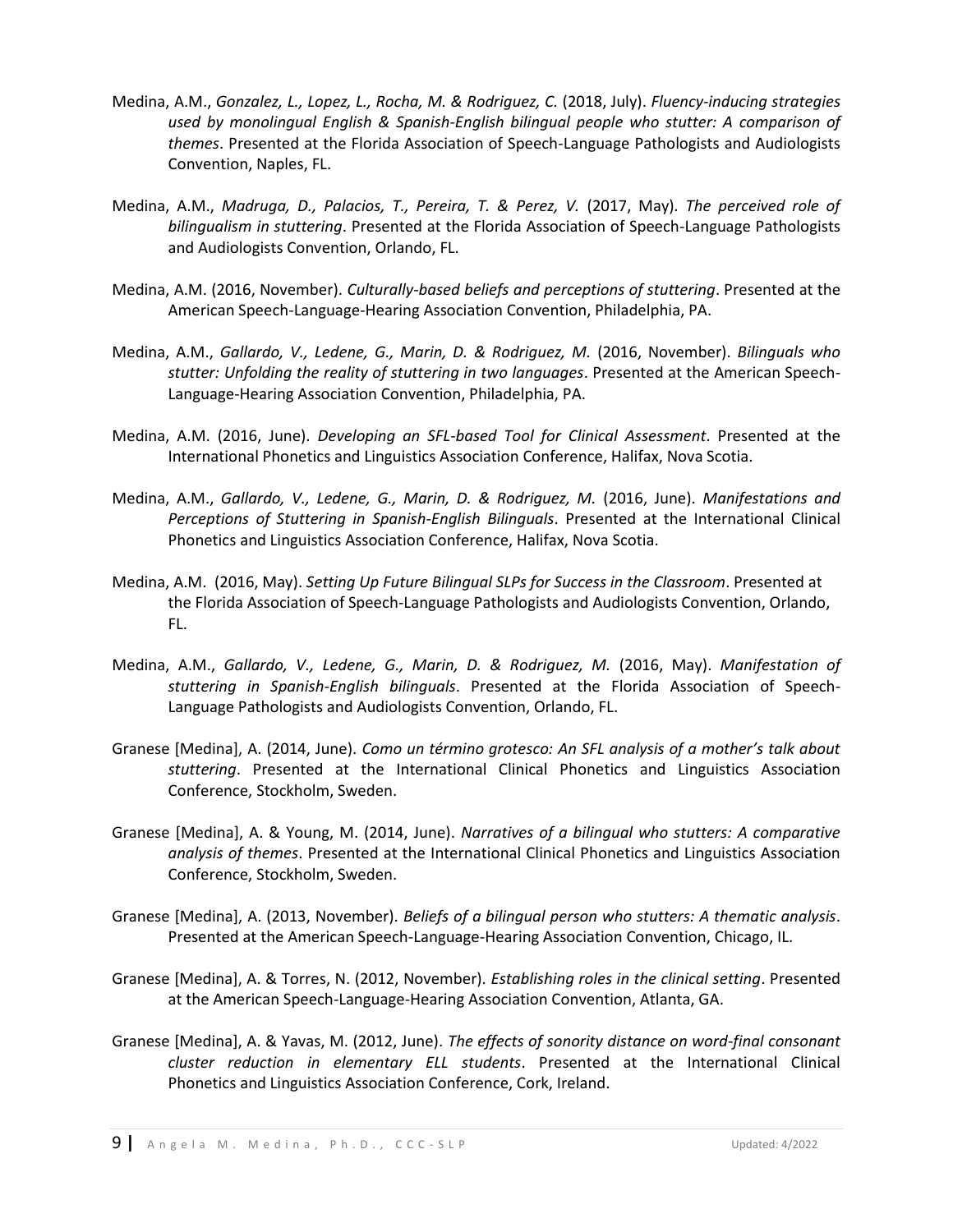Medina, A.M., *Gonzalez, L., Lopez, L., Rocha, M. & Rodriguez, C.* (2018, July). *Fluency-inducing strategies used by monolingual English & Spanish-English bilingual people who stutter: A comparison of themes*. Presented at the Florida Association of Speech-Language Pathologists and Audiologists Convention, Naples, FL.

Medina, A.M., *Madruga, D., Palacios, T., Pereira, T. & Perez, V.* (2017, May). *The perceived role of bilingualism in stuttering*. Presented at the Florida Association of Speech-Language Pathologists and Audiologists Convention, Orlando, FL.

Medina, A.M. (2016, November). *Culturally-based beliefs and perceptions of stuttering*. Presented at the American Speech-Language-Hearing Association Convention, Philadelphia, PA.

Medina, A.M., *Gallardo, V., Ledene, G., Marin, D. & Rodriguez, M.* (2016, November). *Bilinguals who stutter: Unfolding the reality of stuttering in two languages*. Presented at the American Speech-Language-Hearing Association Convention, Philadelphia, PA.

Medina, A.M. (2016, June). *Developing an SFL-based Tool for Clinical Assessment*. Presented at the International Phonetics and Linguistics Association Conference, Halifax, Nova Scotia.

Medina, A.M., *Gallardo, V., Ledene, G., Marin, D. & Rodriguez, M.* (2016, June). *Manifestations and Perceptions of Stuttering in Spanish-English Bilinguals*. Presented at the International Clinical Phonetics and Linguistics Association Conference, Halifax, Nova Scotia.

Medina, A.M. (2016, May). *Setting Up Future Bilingual SLPs for Success in the Classroom*. Presented at the Florida Association of Speech-Language Pathologists and Audiologists Convention, Orlando, FL.

Medina, A.M., *Gallardo, V., Ledene, G., Marin, D. & Rodriguez, M.* (2016, May). *Manifestation of stuttering in Spanish-English bilinguals*. Presented at the Florida Association of Speech-Language Pathologists and Audiologists Convention, Orlando, FL.

Granese [Medina], A. (2014, June). *Como un término grotesco: An SFL analysis of a mother's talk about stuttering*. Presented at the International Clinical Phonetics and Linguistics Association Conference, Stockholm, Sweden.

Granese [Medina], A. & Young, M. (2014, June). *Narratives of a bilingual who stutters: A comparative analysis of themes*. Presented at the International Clinical Phonetics and Linguistics Association Conference, Stockholm, Sweden.

Granese [Medina], A. (2013, November). *Beliefs of a bilingual person who stutters: A thematic analysis*. Presented at the American Speech-Language-Hearing Association Convention, Chicago, IL.

Granese [Medina], A. & Torres, N. (2012, November). *Establishing roles in the clinical setting*. Presented at the American Speech-Language-Hearing Association Convention, Atlanta, GA.

Granese [Medina], A. & Yavas, M. (2012, June). *The effects of sonority distance on word-final consonant cluster reduction in elementary ELL students*. Presented at the International Clinical Phonetics and Linguistics Association Conference, Cork, Ireland.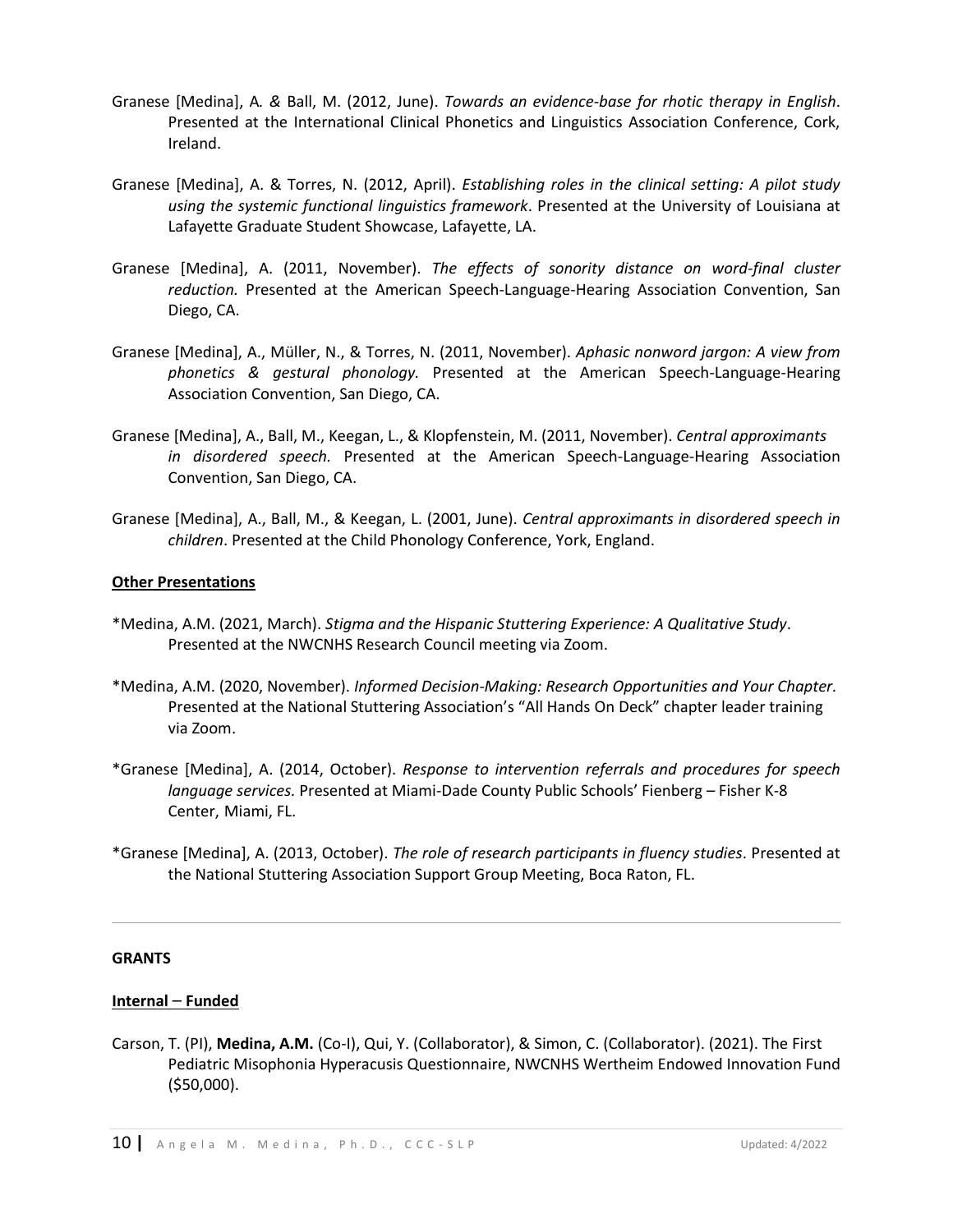Granese [Medina], A. & Ball, M. (2012, June). *Towards an evidence-base for rhotic therapy in English*. Presented at the International Clinical Phonetics and Linguistics Association Conference, Cork, Ireland.

Granese [Medina], A. & Torres, N. (2012, April). *Establishing roles in the clinical setting: A pilot study using the systemic functional linguistics framework*. Presented at the University of Louisiana at Lafayette Graduate Student Showcase, Lafayette, LA.

Granese [Medina], A. (2011, November). *The effects of sonority distance on word-final cluster reduction.* Presented at the American Speech-Language-Hearing Association Convention, San Diego, CA.

Granese [Medina], A., Müller, N., & Torres, N. (2011, November). *Aphasic nonword jargon: A view from phonetics & gestural phonology.* Presented at the American Speech-Language-Hearing Association Convention, San Diego, CA.

Granese [Medina], A., Ball, M., Keegan, L., & Klopfenstein, M. (2011, November). *Central approximants in disordered speech.* Presented at the American Speech-Language-Hearing Association Convention, San Diego, CA.

Granese [Medina], A., Ball, M., & Keegan, L. (2001, June). *Central approximants in disordered speech in children*. Presented at the Child Phonology Conference, York, England.

**Other Presentations**

*Medina, A.M. (2021, March). *Stigma and the Hispanic Stuttering Experience: A Qualitative Study*. Presented at the NWCNHS Research Council meeting via Zoom.

*Medina, A.M. (2020, November). *Informed Decision-Making: Research Opportunities and Your Chapter.* Presented at the National Stuttering Association's "All Hands On Deck" chapter leader training via Zoom.

*Granese [Medina], A. (2014, October). *Response to intervention referrals and procedures for speech language services.* Presented at Miami-Dade County Public Schools' Fienberg – Fisher K-8 Center, Miami, FL.

*Granese [Medina], A. (2013, October). *The role of research participants in fluency studies*. Presented at the National Stuttering Association Support Group Meeting, Boca Raton, FL.

---

## GRANTS

**Internal – Funded**

Carson, T. (PI), **Medina, A.M.** (Co-I), Qui, Y. (Collaborator), & Simon, C. (Collaborator). (2021). The First Pediatric Misophonia Hyperacusis Questionnaire, NWCNHS Wertheim Endowed Innovation Fund ($50,000).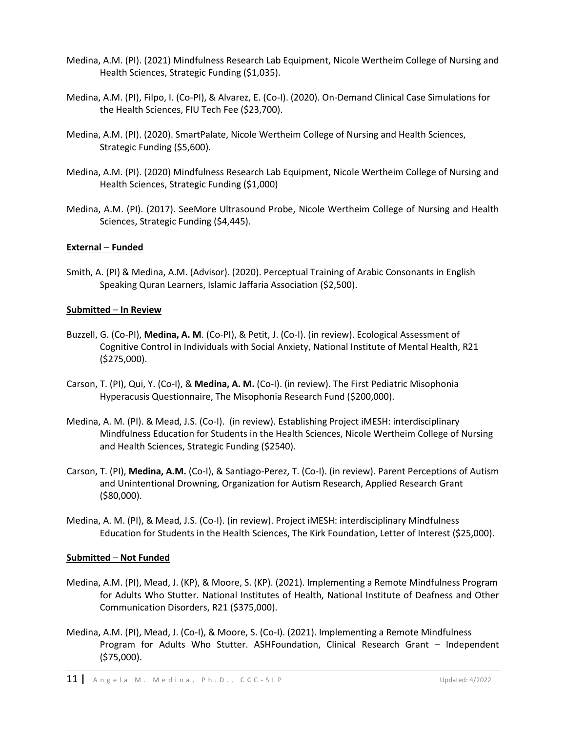Medina, A.M. (PI). (2021) Mindfulness Research Lab Equipment, Nicole Wertheim College of Nursing and Health Sciences, Strategic Funding ($1,035).

Medina, A.M. (PI), Filpo, I. (Co-PI), & Alvarez, E. (Co-I). (2020). On-Demand Clinical Case Simulations for the Health Sciences, FIU Tech Fee ($23,700).

Medina, A.M. (PI). (2020). SmartPalate, Nicole Wertheim College of Nursing and Health Sciences, Strategic Funding ($5,600).

Medina, A.M. (PI). (2020) Mindfulness Research Lab Equipment, Nicole Wertheim College of Nursing and Health Sciences, Strategic Funding ($1,000)

Medina, A.M. (PI). (2017). SeeMore Ultrasound Probe, Nicole Wertheim College of Nursing and Health Sciences, Strategic Funding ($4,445).

**External – Funded**

Smith, A. (PI) & Medina, A.M. (Advisor). (2020). Perceptual Training of Arabic Consonants in English Speaking Quran Learners, Islamic Jaffaria Association ($2,500).

**Submitted – In Review**

Buzzell, G. (Co-PI), **Medina, A. M**. (Co-PI), & Petit, J. (Co-I). (in review). Ecological Assessment of Cognitive Control in Individuals with Social Anxiety, National Institute of Mental Health, R21 ($275,000).

Carson, T. (PI), Qui, Y. (Co-I), & **Medina, A. M.** (Co-I). (in review). The First Pediatric Misophonia Hyperacusis Questionnaire, The Misophonia Research Fund ($200,000).

Medina, A. M. (PI). & Mead, J.S. (Co-I). (in review). Establishing Project iMESH: interdisciplinary Mindfulness Education for Students in the Health Sciences, Nicole Wertheim College of Nursing and Health Sciences, Strategic Funding ($2540).

Carson, T. (PI), **Medina, A.M.** (Co-I), & Santiago-Perez, T. (Co-I). (in review). Parent Perceptions of Autism and Unintentional Drowning, Organization for Autism Research, Applied Research Grant ($80,000).

Medina, A. M. (PI), & Mead, J.S. (Co-I). (in review). Project iMESH: interdisciplinary Mindfulness Education for Students in the Health Sciences, The Kirk Foundation, Letter of Interest ($25,000).

**Submitted – Not Funded**

Medina, A.M. (PI), Mead, J. (KP), & Moore, S. (KP). (2021). Implementing a Remote Mindfulness Program for Adults Who Stutter. National Institutes of Health, National Institute of Deafness and Other Communication Disorders, R21 ($375,000).

Medina, A.M. (PI), Mead, J. (Co-I), & Moore, S. (Co-I). (2021). Implementing a Remote Mindfulness Program for Adults Who Stutter. ASHFoundation, Clinical Research Grant – Independent ($75,000).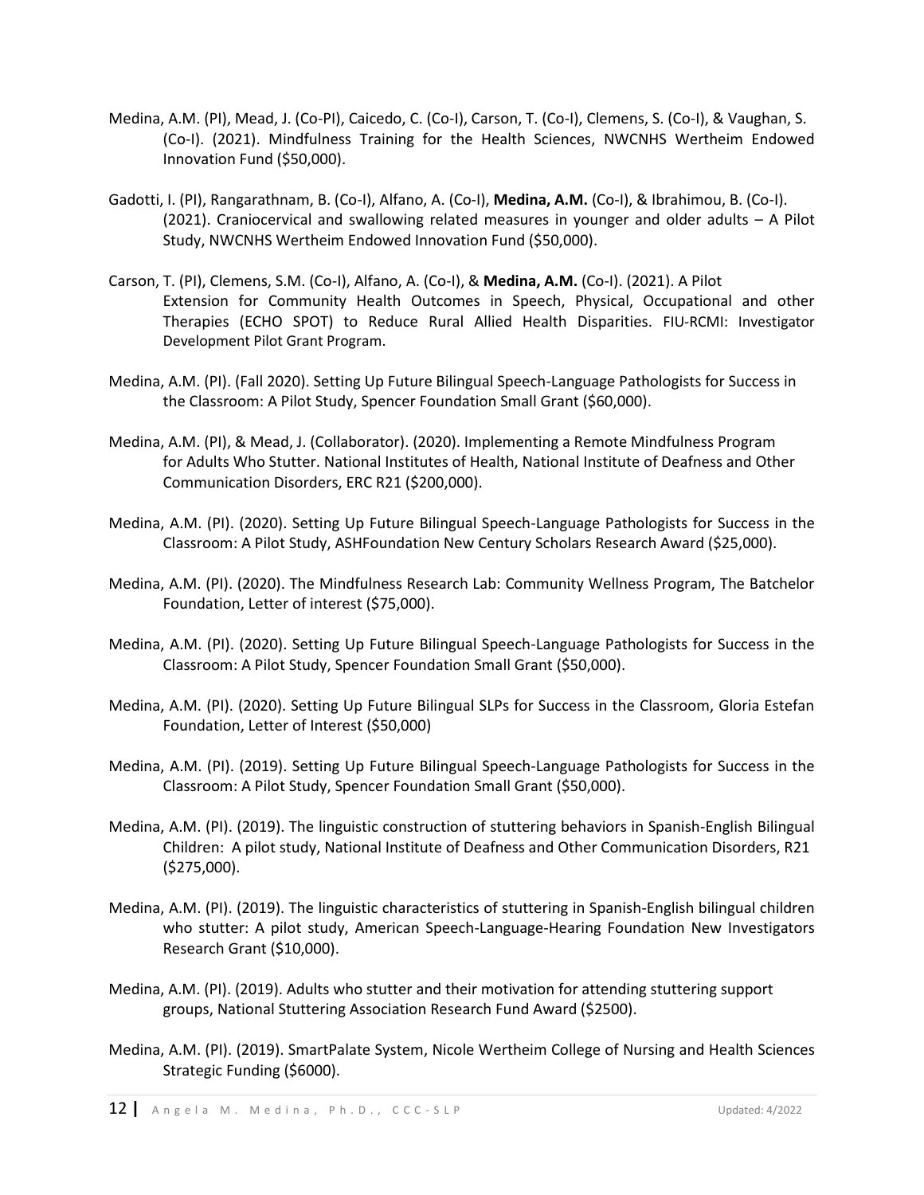Medina, A.M. (PI), Mead, J. (Co-PI), Caicedo, C. (Co-I), Carson, T. (Co-I), Clemens, S. (Co-I), & Vaughan, S. (Co-I). (2021). Mindfulness Training for the Health Sciences, NWCNHS Wertheim Endowed Innovation Fund ($50,000).

Gadotti, I. (PI), Rangarathnam, B. (Co-I), Alfano, A. (Co-I), **Medina, A.M.** (Co-I), & Ibrahimou, B. (Co-I). (2021). Craniocervical and swallowing related measures in younger and older adults – A Pilot Study, NWCNHS Wertheim Endowed Innovation Fund ($50,000).

Carson, T. (PI), Clemens, S.M. (Co-I), Alfano, A. (Co-I), & **Medina, A.M.** (Co-I). (2021). A Pilot Extension for Community Health Outcomes in Speech, Physical, Occupational and other Therapies (ECHO SPOT) to Reduce Rural Allied Health Disparities. FIU-RCMI: Investigator Development Pilot Grant Program.

Medina, A.M. (PI). (Fall 2020). Setting Up Future Bilingual Speech-Language Pathologists for Success in the Classroom: A Pilot Study, Spencer Foundation Small Grant ($60,000).

Medina, A.M. (PI), & Mead, J. (Collaborator). (2020). Implementing a Remote Mindfulness Program for Adults Who Stutter. National Institutes of Health, National Institute of Deafness and Other Communication Disorders, ERC R21 ($200,000).

Medina, A.M. (PI). (2020). Setting Up Future Bilingual Speech-Language Pathologists for Success in the Classroom: A Pilot Study, ASHFoundation New Century Scholars Research Award ($25,000).

Medina, A.M. (PI). (2020). The Mindfulness Research Lab: Community Wellness Program, The Batchelor Foundation, Letter of interest ($75,000).

Medina, A.M. (PI). (2020). Setting Up Future Bilingual Speech-Language Pathologists for Success in the Classroom: A Pilot Study, Spencer Foundation Small Grant ($50,000).

Medina, A.M. (PI). (2020). Setting Up Future Bilingual SLPs for Success in the Classroom, Gloria Estefan Foundation, Letter of Interest ($50,000)

Medina, A.M. (PI). (2019). Setting Up Future Bilingual Speech-Language Pathologists for Success in the Classroom: A Pilot Study, Spencer Foundation Small Grant ($50,000).

Medina, A.M. (PI). (2019). The linguistic construction of stuttering behaviors in Spanish-English Bilingual Children: A pilot study, National Institute of Deafness and Other Communication Disorders, R21 ($275,000).

Medina, A.M. (PI). (2019). The linguistic characteristics of stuttering in Spanish-English bilingual children who stutter: A pilot study, American Speech-Language-Hearing Foundation New Investigators Research Grant ($10,000).

Medina, A.M. (PI). (2019). Adults who stutter and their motivation for attending stuttering support groups, National Stuttering Association Research Fund Award ($2500).

Medina, A.M. (PI). (2019). SmartPalate System, Nicole Wertheim College of Nursing and Health Sciences Strategic Funding ($6000).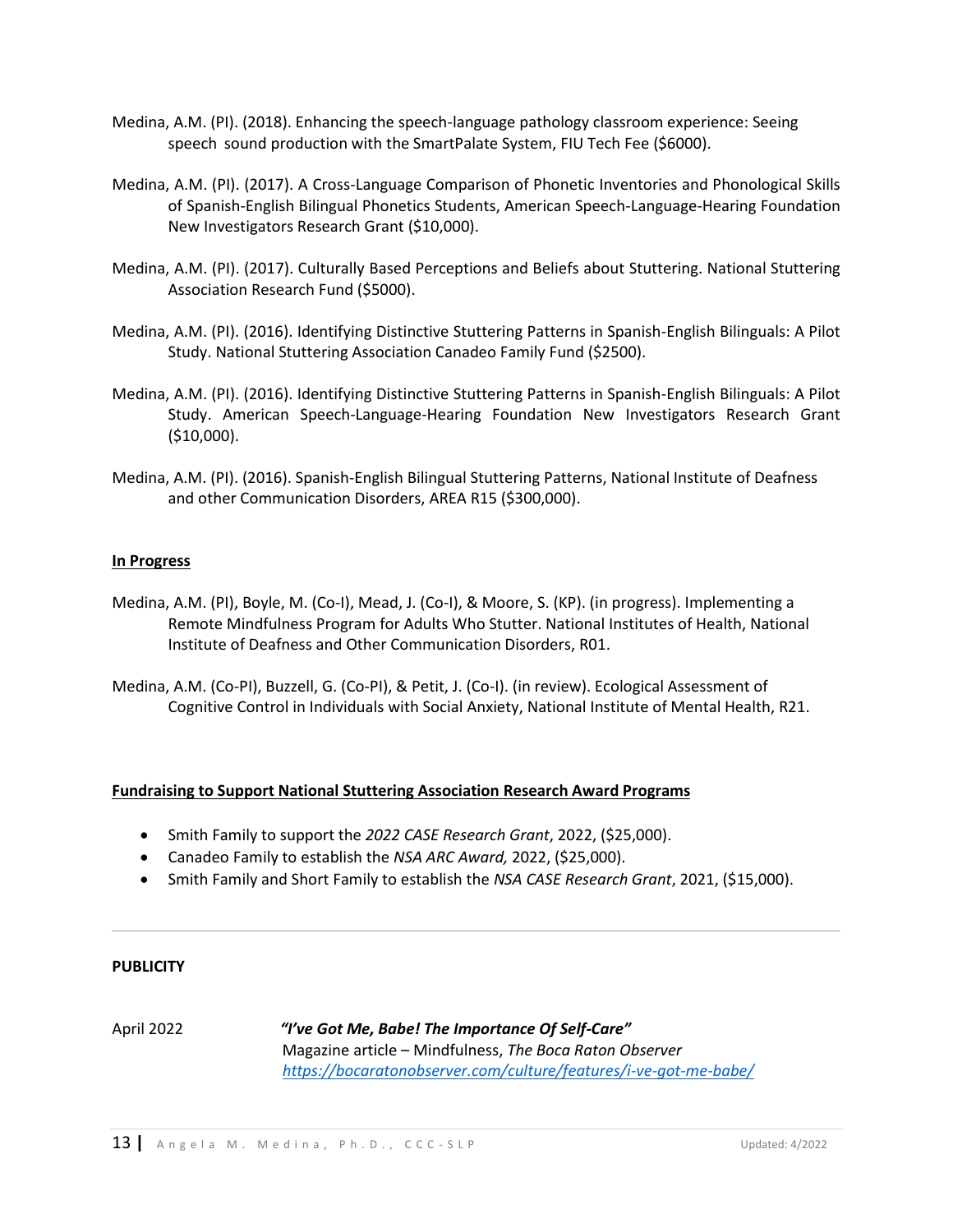Medina, A.M. (PI). (2018). Enhancing the speech-language pathology classroom experience: Seeing speech sound production with the SmartPalate System, FIU Tech Fee ($6000).

Medina, A.M. (PI). (2017). A Cross-Language Comparison of Phonetic Inventories and Phonological Skills of Spanish-English Bilingual Phonetics Students, American Speech-Language-Hearing Foundation New Investigators Research Grant ($10,000).

Medina, A.M. (PI). (2017). Culturally Based Perceptions and Beliefs about Stuttering. National Stuttering Association Research Fund ($5000).

Medina, A.M. (PI). (2016). Identifying Distinctive Stuttering Patterns in Spanish-English Bilinguals: A Pilot Study. National Stuttering Association Canadeo Family Fund ($2500).

Medina, A.M. (PI). (2016). Identifying Distinctive Stuttering Patterns in Spanish-English Bilinguals: A Pilot Study. American Speech-Language-Hearing Foundation New Investigators Research Grant ($10,000).

Medina, A.M. (PI). (2016). Spanish-English Bilingual Stuttering Patterns, National Institute of Deafness and other Communication Disorders, AREA R15 ($300,000).

**In Progress**

Medina, A.M. (PI), Boyle, M. (Co-I), Mead, J. (Co-I), & Moore, S. (KP). (in progress). Implementing a Remote Mindfulness Program for Adults Who Stutter. National Institutes of Health, National Institute of Deafness and Other Communication Disorders, R01.

Medina, A.M. (Co-PI), Buzzell, G. (Co-PI), & Petit, J. (Co-I). (in review). Ecological Assessment of Cognitive Control in Individuals with Social Anxiety, National Institute of Mental Health, R21.

**Fundraising to Support National Stuttering Association Research Award Programs**

- Smith Family to support the *2022 CASE Research Grant*, 2022, ($25,000).
- Canadeo Family to establish the *NSA ARC Award,* 2022, ($25,000).
- Smith Family and Short Family to establish the *NSA CASE Research Grant*, 2021, ($15,000).

---

## PUBLICITY

April 2022 — ***"I've Got Me, Babe! The Importance Of Self-Care"***
Magazine article – Mindfulness, *The Boca Raton Observer*
https://bocaratonobserver.com/culture/features/i-ve-got-me-babe/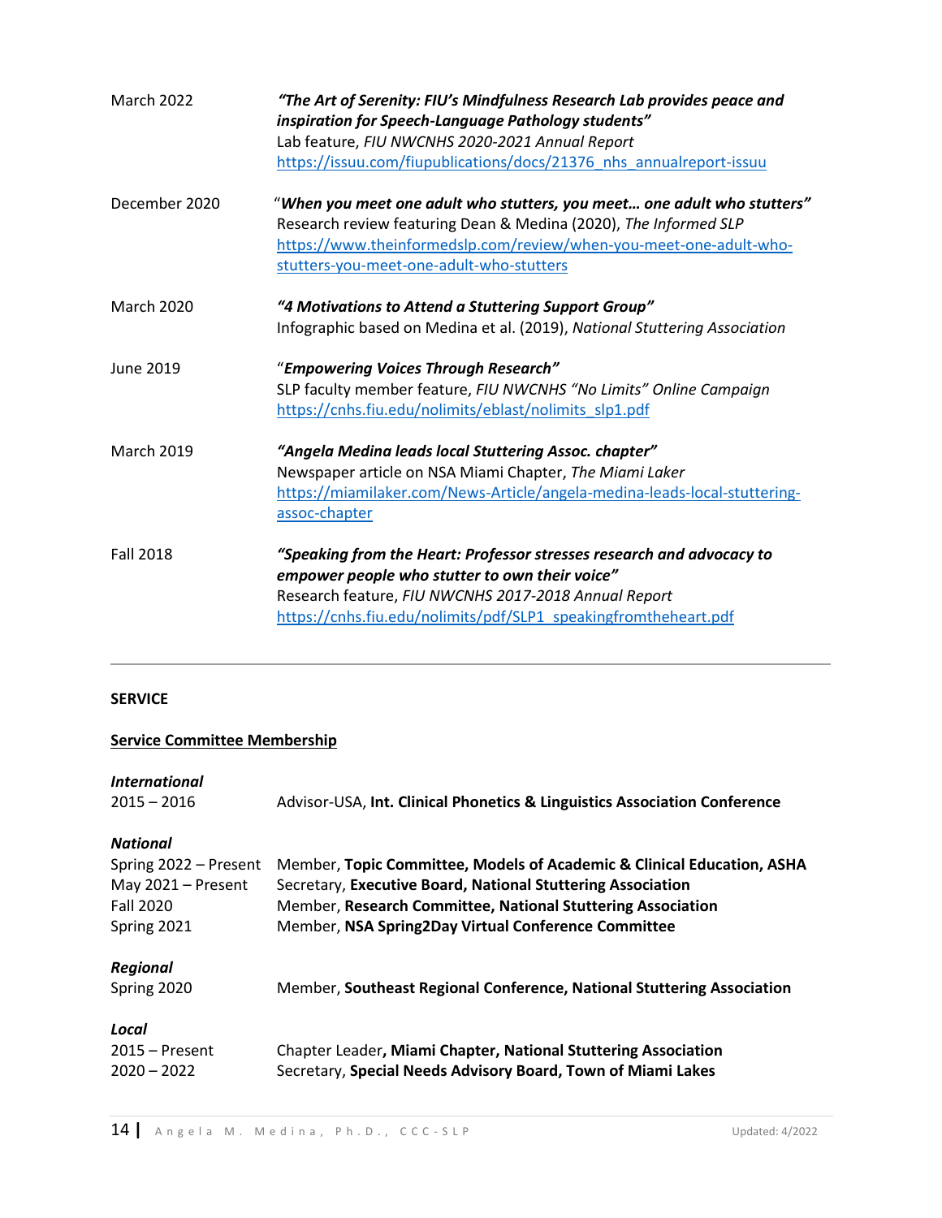March 2022 — ***"The Art of Serenity: FIU's Mindfulness Research Lab provides peace and inspiration for Speech-Language Pathology students"***
Lab feature, *FIU NWCNHS 2020-2021 Annual Report*
https://issuu.com/fiupublications/docs/21376_nhs_annualreport-issuu

December 2020 — "***When you meet one adult who stutters, you meet… one adult who stutters"***
Research review featuring Dean & Medina (2020), *The Informed SLP*
https://www.theinformedslp.com/review/when-you-meet-one-adult-who-stutters-you-meet-one-adult-who-stutters

March 2020 — ***"4 Motivations to Attend a Stuttering Support Group"***
Infographic based on Medina et al. (2019), *National Stuttering Association*

June 2019 — "***Empowering Voices Through Research"***
SLP faculty member feature, *FIU NWCNHS "No Limits" Online Campaign*
https://cnhs.fiu.edu/nolimits/eblast/nolimits_slp1.pdf

March 2019 — ***"Angela Medina leads local Stuttering Assoc. chapter"***
Newspaper article on NSA Miami Chapter, *The Miami Laker*
https://miamilaker.com/News-Article/angela-medina-leads-local-stuttering-assoc-chapter

Fall 2018 — ***"Speaking from the Heart: Professor stresses research and advocacy to empower people who stutter to own their voice"***
Research feature, *FIU NWCNHS 2017-2018 Annual Report*
https://cnhs.fiu.edu/nolimits/pdf/SLP1_speakingfromtheheart.pdf

---

## SERVICE

### Service Committee Membership

***International***

2015 – 2016 — Advisor-USA, **Int. Clinical Phonetics & Linguistics Association Conference**

***National***

Spring 2022 – Present — Member, **Topic Committee, Models of Academic & Clinical Education, ASHA**
May 2021 – Present — Secretary, **Executive Board, National Stuttering Association**
Fall 2020 — Member, **Research Committee, National Stuttering Association**
Spring 2021 — Member, **NSA Spring2Day Virtual Conference Committee**

***Regional***

Spring 2020 — Member, **Southeast Regional Conference, National Stuttering Association**

***Local***

2015 – Present — Chapter Leader**, Miami Chapter, National Stuttering Association**
2020 – 2022 — Secretary, **Special Needs Advisory Board, Town of Miami Lakes**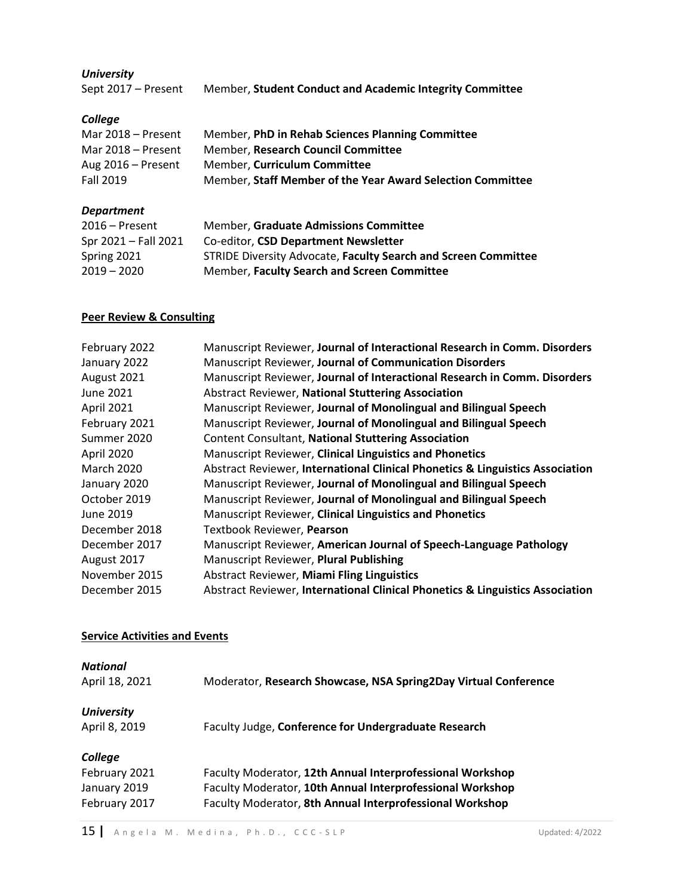***University***

| | |
|---|---|
| Sept 2017 – Present | Member, **Student Conduct and Academic Integrity Committee** |

***College***

| | |
|---|---|
| Mar 2018 – Present | Member, **PhD in Rehab Sciences Planning Committee** |
| Mar 2018 – Present | Member, **Research Council Committee** |
| Aug 2016 – Present | Member, **Curriculum Committee** |
| Fall 2019 | Member, **Staff Member of the Year Award Selection Committee** |

***Department***

| | |
|---|---|
| 2016 – Present | Member, **Graduate Admissions Committee** |
| Spr 2021 – Fall 2021 | Co-editor, **CSD Department Newsletter** |
| Spring 2021 | STRIDE Diversity Advocate, **Faculty Search and Screen Committee** |
| 2019 – 2020 | Member, **Faculty Search and Screen Committee** |

## **Peer Review & Consulting**

| | |
|---|---|
| February 2022 | Manuscript Reviewer, **Journal of Interactional Research in Comm. Disorders** |
| January 2022 | Manuscript Reviewer, **Journal of Communication Disorders** |
| August 2021 | Manuscript Reviewer, **Journal of Interactional Research in Comm. Disorders** |
| June 2021 | Abstract Reviewer, **National Stuttering Association** |
| April 2021 | Manuscript Reviewer, **Journal of Monolingual and Bilingual Speech** |
| February 2021 | Manuscript Reviewer, **Journal of Monolingual and Bilingual Speech** |
| Summer 2020 | Content Consultant, **National Stuttering Association** |
| April 2020 | Manuscript Reviewer, **Clinical Linguistics and Phonetics** |
| March 2020 | Abstract Reviewer, **International Clinical Phonetics & Linguistics Association** |
| January 2020 | Manuscript Reviewer, **Journal of Monolingual and Bilingual Speech** |
| October 2019 | Manuscript Reviewer, **Journal of Monolingual and Bilingual Speech** |
| June 2019 | Manuscript Reviewer, **Clinical Linguistics and Phonetics** |
| December 2018 | Textbook Reviewer, **Pearson** |
| December 2017 | Manuscript Reviewer, **American Journal of Speech-Language Pathology** |
| August 2017 | Manuscript Reviewer, **Plural Publishing** |
| November 2015 | Abstract Reviewer, **Miami Fling Linguistics** |
| December 2015 | Abstract Reviewer, **International Clinical Phonetics & Linguistics Association** |

## **Service Activities and Events**

***National***

| | |
|---|---|
| April 18, 2021 | Moderator, **Research Showcase, NSA Spring2Day Virtual Conference** |

***University***

| | |
|---|---|
| April 8, 2019 | Faculty Judge, **Conference for Undergraduate Research** |

***College***

| | |
|---|---|
| February 2021 | Faculty Moderator, **12th Annual Interprofessional Workshop** |
| January 2019 | Faculty Moderator, **10th Annual Interprofessional Workshop** |
| February 2017 | Faculty Moderator, **8th Annual Interprofessional Workshop** |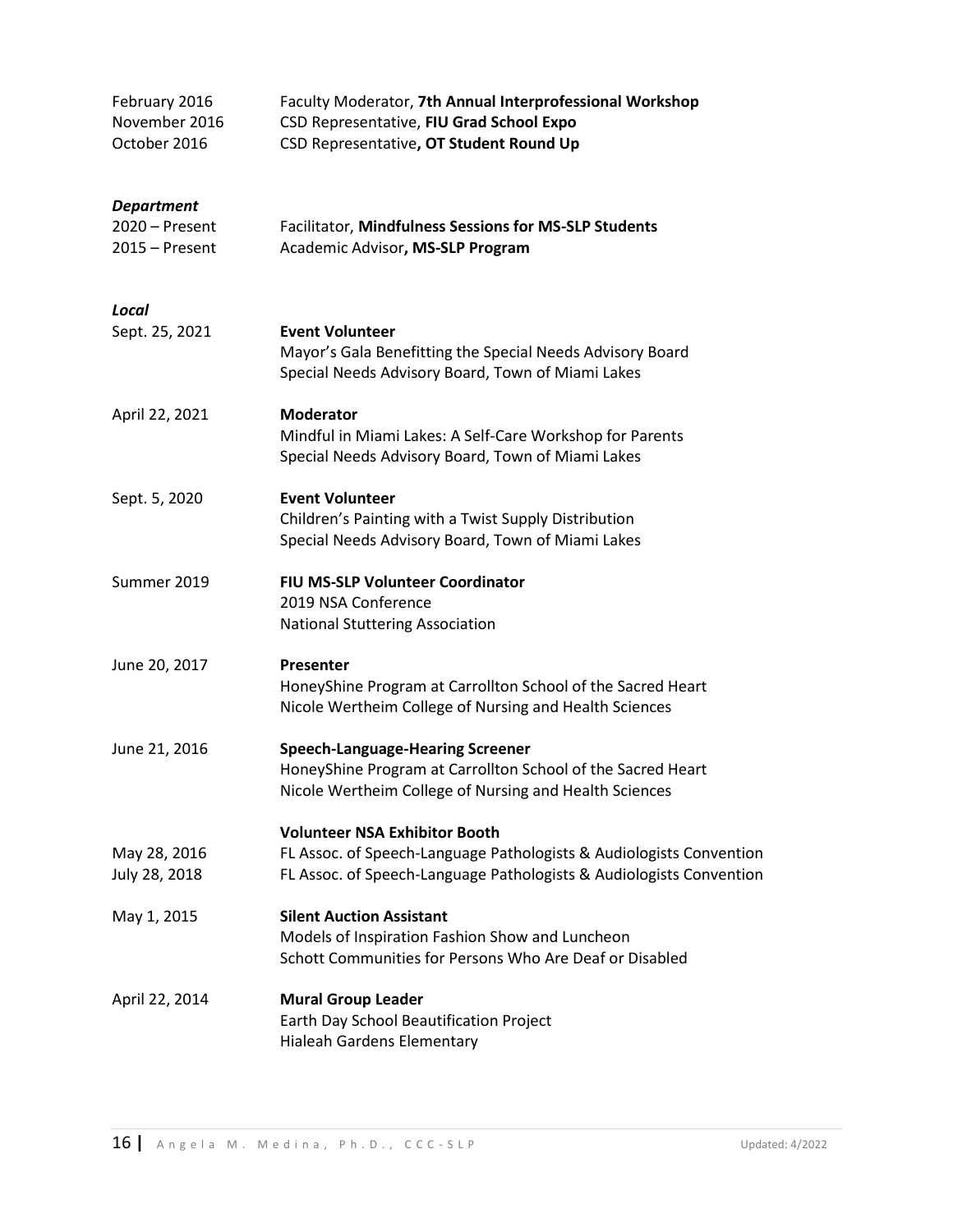February 2016 Faculty Moderator, **7th Annual Interprofessional Workshop**
November 2016 CSD Representative, **FIU Grad School Expo**
October 2016 CSD Representative**, OT Student Round Up**

***Department***

2020 – Present Facilitator, **Mindfulness Sessions for MS-SLP Students**
2015 – Present Academic Advisor**, MS-SLP Program**

***Local***

Sept. 25, 2021 **Event Volunteer**
Mayor's Gala Benefitting the Special Needs Advisory Board
Special Needs Advisory Board, Town of Miami Lakes

April 22, 2021 **Moderator**
Mindful in Miami Lakes: A Self-Care Workshop for Parents
Special Needs Advisory Board, Town of Miami Lakes

Sept. 5, 2020 **Event Volunteer**
Children's Painting with a Twist Supply Distribution
Special Needs Advisory Board, Town of Miami Lakes

Summer 2019 **FIU MS-SLP Volunteer Coordinator**
2019 NSA Conference
National Stuttering Association

June 20, 2017 **Presenter**
HoneyShine Program at Carrollton School of the Sacred Heart
Nicole Wertheim College of Nursing and Health Sciences

June 21, 2016 **Speech-Language-Hearing Screener**
HoneyShine Program at Carrollton School of the Sacred Heart
Nicole Wertheim College of Nursing and Health Sciences

**Volunteer NSA Exhibitor Booth**
May 28, 2016 FL Assoc. of Speech-Language Pathologists & Audiologists Convention
July 28, 2018 FL Assoc. of Speech-Language Pathologists & Audiologists Convention

May 1, 2015 **Silent Auction Assistant**
Models of Inspiration Fashion Show and Luncheon
Schott Communities for Persons Who Are Deaf or Disabled

April 22, 2014 **Mural Group Leader**
Earth Day School Beautification Project
Hialeah Gardens Elementary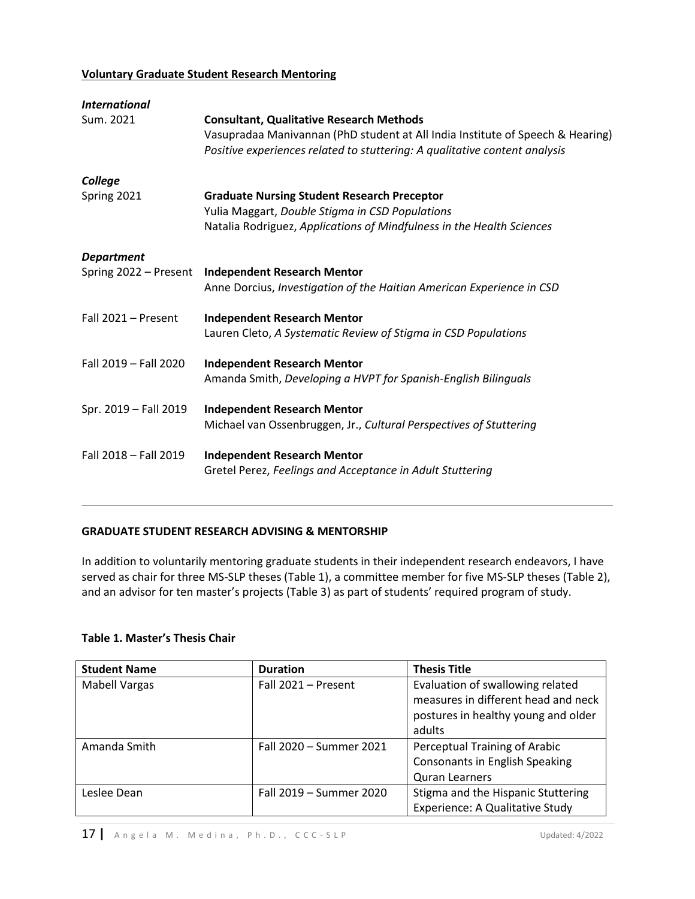**Voluntary Graduate Student Research Mentoring**

***International***

Sum. 2021 — **Consultant, Qualitative Research Methods**
Vasupradaa Manivannan (PhD student at All India Institute of Speech & Hearing)
*Positive experiences related to stuttering: A qualitative content analysis*

***College***

Spring 2021 — **Graduate Nursing Student Research Preceptor**
Yulia Maggart, *Double Stigma in CSD Populations*
Natalia Rodriguez, *Applications of Mindfulness in the Health Sciences*

***Department***

Spring 2022 – Present — **Independent Research Mentor**
Anne Dorcius, *Investigation of the Haitian American Experience in CSD*

Fall 2021 – Present — **Independent Research Mentor**
Lauren Cleto, *A Systematic Review of Stigma in CSD Populations*

Fall 2019 – Fall 2020 — **Independent Research Mentor**
Amanda Smith, *Developing a HVPT for Spanish-English Bilinguals*

Spr. 2019 – Fall 2019 — **Independent Research Mentor**
Michael van Ossenbruggen, Jr., *Cultural Perspectives of Stuttering*

Fall 2018 – Fall 2019 — **Independent Research Mentor**
Gretel Perez, *Feelings and Acceptance in Adult Stuttering*

---

**GRADUATE STUDENT RESEARCH ADVISING & MENTORSHIP**

In addition to voluntarily mentoring graduate students in their independent research endeavors, I have served as chair for three MS-SLP theses (Table 1), a committee member for five MS-SLP theses (Table 2), and an advisor for ten master's projects (Table 3) as part of students' required program of study.

**Table 1. Master's Thesis Chair**

| Student Name | Duration | Thesis Title |
|---|---|---|
| Mabell Vargas | Fall 2021 – Present | Evaluation of swallowing related measures in different head and neck postures in healthy young and older adults |
| Amanda Smith | Fall 2020 – Summer 2021 | Perceptual Training of Arabic Consonants in English Speaking Quran Learners |
| Leslee Dean | Fall 2019 – Summer 2020 | Stigma and the Hispanic Stuttering Experience: A Qualitative Study |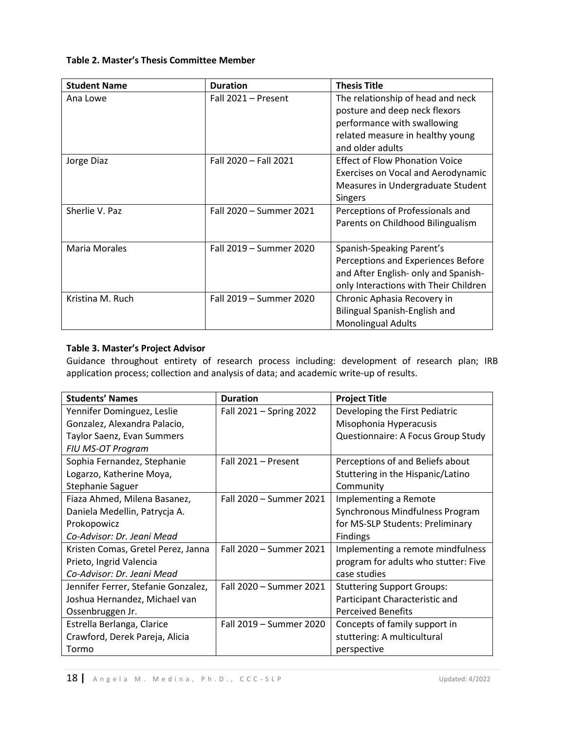**Table 2. Master's Thesis Committee Member**

| Student Name | Duration | Thesis Title |
|---|---|---|
| Ana Lowe | Fall 2021 – Present | The relationship of head and neck posture and deep neck flexors performance with swallowing related measure in healthy young and older adults |
| Jorge Diaz | Fall 2020 – Fall 2021 | Effect of Flow Phonation Voice Exercises on Vocal and Aerodynamic Measures in Undergraduate Student Singers |
| Sherlie V. Paz | Fall 2020 – Summer 2021 | Perceptions of Professionals and Parents on Childhood Bilingualism |
| Maria Morales | Fall 2019 – Summer 2020 | Spanish-Speaking Parent's Perceptions and Experiences Before and After English- only and Spanish-only Interactions with Their Children |
| Kristina M. Ruch | Fall 2019 – Summer 2020 | Chronic Aphasia Recovery in Bilingual Spanish-English and Monolingual Adults |

**Table 3. Master's Project Advisor**

Guidance throughout entirety of research process including: development of research plan; IRB application process; collection and analysis of data; and academic write-up of results.

| Students' Names | Duration | Project Title |
|---|---|---|
| Yennifer Dominguez, Leslie Gonzalez, Alexandra Palacio, Taylor Saenz, Evan Summers *FIU MS-OT Program* | Fall 2021 – Spring 2022 | Developing the First Pediatric Misophonia Hyperacusis Questionnaire: A Focus Group Study |
| Sophia Fernandez, Stephanie Logarzo, Katherine Moya, Stephanie Saguer | Fall 2021 – Present | Perceptions of and Beliefs about Stuttering in the Hispanic/Latino Community |
| Fiaza Ahmed, Milena Basanez, Daniela Medellin, Patrycja A. Prokopowicz *Co-Advisor: Dr. Jeani Mead* | Fall 2020 – Summer 2021 | Implementing a Remote Synchronous Mindfulness Program for MS-SLP Students: Preliminary Findings |
| Kristen Comas, Gretel Perez, Janna Prieto, Ingrid Valencia *Co-Advisor: Dr. Jeani Mead* | Fall 2020 – Summer 2021 | Implementing a remote mindfulness program for adults who stutter: Five case studies |
| Jennifer Ferrer, Stefanie Gonzalez, Joshua Hernandez, Michael van Ossenbruggen Jr. | Fall 2020 – Summer 2021 | Stuttering Support Groups: Participant Characteristic and Perceived Benefits |
| Estrella Berlanga, Clarice Crawford, Derek Pareja, Alicia Tormo | Fall 2019 – Summer 2020 | Concepts of family support in stuttering: A multicultural perspective |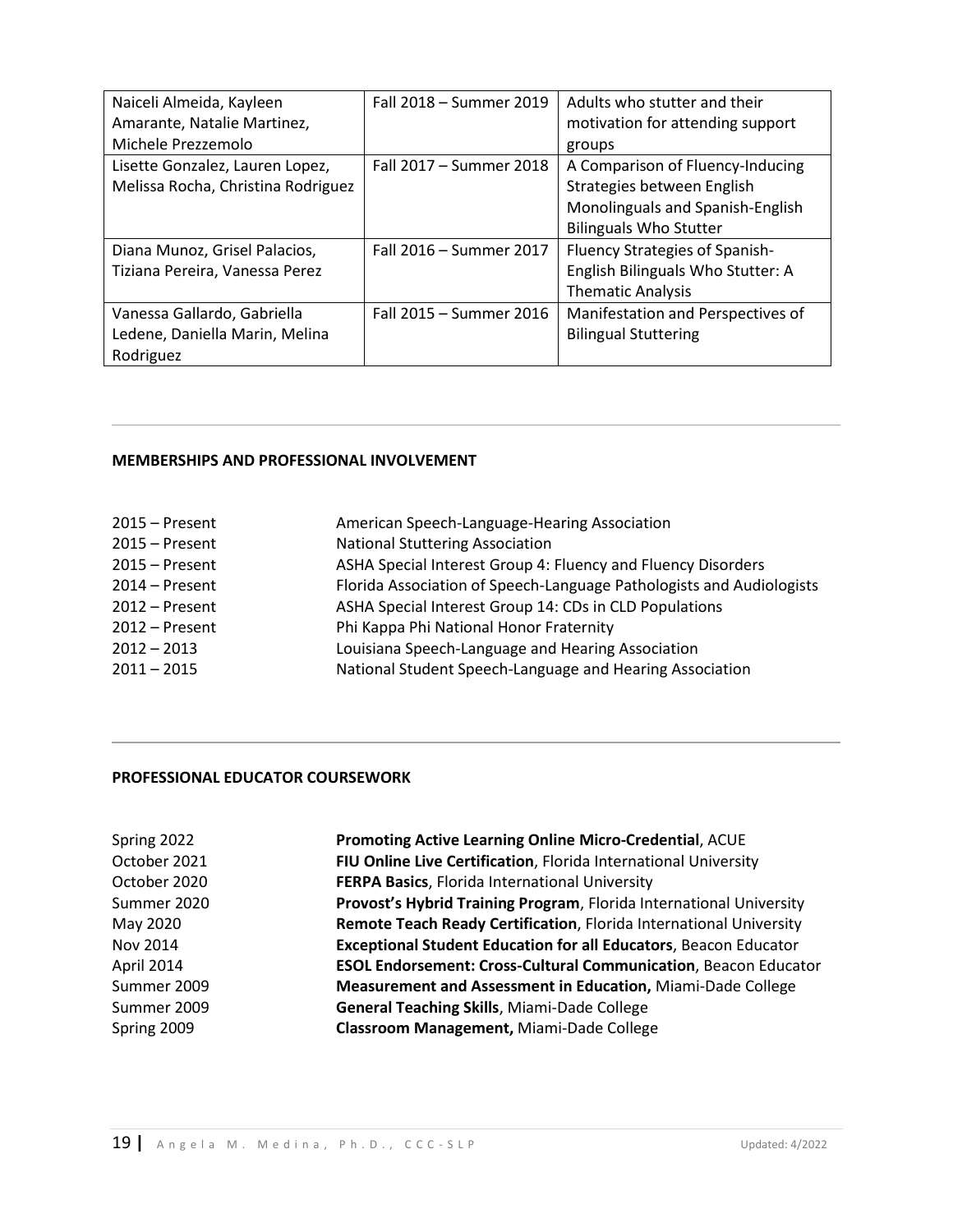| | | |
|---|---|---|
| Naiceli Almeida, Kayleen Amarante, Natalie Martinez, Michele Prezzemolo | Fall 2018 – Summer 2019 | Adults who stutter and their motivation for attending support groups |
| Lisette Gonzalez, Lauren Lopez, Melissa Rocha, Christina Rodriguez | Fall 2017 – Summer 2018 | A Comparison of Fluency-Inducing Strategies between English Monolinguals and Spanish-English Bilinguals Who Stutter |
| Diana Munoz, Grisel Palacios, Tiziana Pereira, Vanessa Perez | Fall 2016 – Summer 2017 | Fluency Strategies of Spanish-English Bilinguals Who Stutter: A Thematic Analysis |
| Vanessa Gallardo, Gabriella Ledene, Daniella Marin, Melina Rodriguez | Fall 2015 – Summer 2016 | Manifestation and Perspectives of Bilingual Stuttering |

---

**MEMBERSHIPS AND PROFESSIONAL INVOLVEMENT**

2015 – Present American Speech-Language-Hearing Association
2015 – Present National Stuttering Association
2015 – Present ASHA Special Interest Group 4: Fluency and Fluency Disorders
2014 – Present Florida Association of Speech-Language Pathologists and Audiologists
2012 – Present ASHA Special Interest Group 14: CDs in CLD Populations
2012 – Present Phi Kappa Phi National Honor Fraternity
2012 – 2013 Louisiana Speech-Language and Hearing Association
2011 – 2015 National Student Speech-Language and Hearing Association

---

**PROFESSIONAL EDUCATOR COURSEWORK**

Spring 2022 **Promoting Active Learning Online Micro-Credential**, ACUE
October 2021 **FIU Online Live Certification**, Florida International University
October 2020 **FERPA Basics**, Florida International University
Summer 2020 **Provost's Hybrid Training Program**, Florida International University
May 2020 **Remote Teach Ready Certification**, Florida International University
Nov 2014 **Exceptional Student Education for all Educators**, Beacon Educator
April 2014 **ESOL Endorsement: Cross-Cultural Communication**, Beacon Educator
Summer 2009 **Measurement and Assessment in Education,** Miami-Dade College
Summer 2009 **General Teaching Skills**, Miami-Dade College
Spring 2009 **Classroom Management,** Miami-Dade College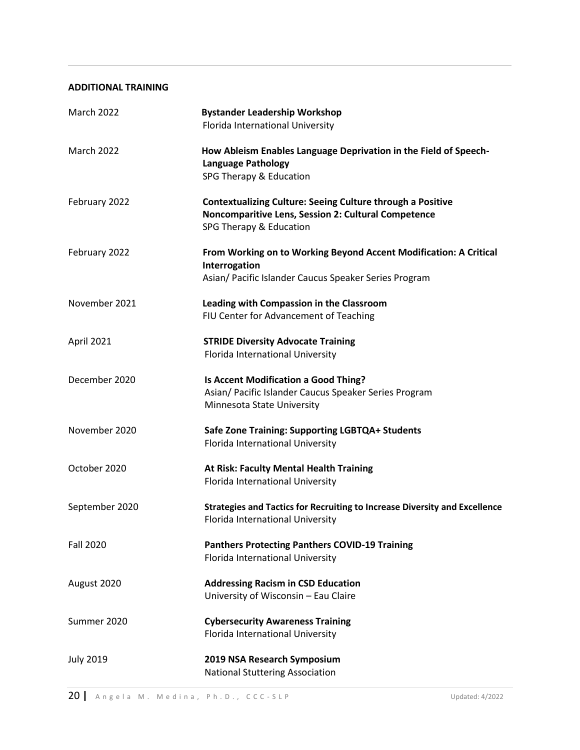## ADDITIONAL TRAINING

March 2022 — **Bystander Leadership Workshop**
Florida International University

March 2022 — **How Ableism Enables Language Deprivation in the Field of Speech-Language Pathology**
SPG Therapy & Education

February 2022 — **Contextualizing Culture: Seeing Culture through a Positive Noncomparitive Lens, Session 2: Cultural Competence**
SPG Therapy & Education

February 2022 — **From Working on to Working Beyond Accent Modification: A Critical Interrogation**
Asian/ Pacific Islander Caucus Speaker Series Program

November 2021 — **Leading with Compassion in the Classroom**
FIU Center for Advancement of Teaching

April 2021 — **STRIDE Diversity Advocate Training**
Florida International University

December 2020 — **Is Accent Modification a Good Thing?**
Asian/ Pacific Islander Caucus Speaker Series Program
Minnesota State University

November 2020 — **Safe Zone Training: Supporting LGBTQA+ Students**
Florida International University

October 2020 — **At Risk: Faculty Mental Health Training**
Florida International University

September 2020 — **Strategies and Tactics for Recruiting to Increase Diversity and Excellence**
Florida International University

Fall 2020 — **Panthers Protecting Panthers COVID-19 Training**
Florida International University

August 2020 — **Addressing Racism in CSD Education**
University of Wisconsin – Eau Claire

Summer 2020 — **Cybersecurity Awareness Training**
Florida International University

July 2019 — **2019 NSA Research Symposium**
National Stuttering Association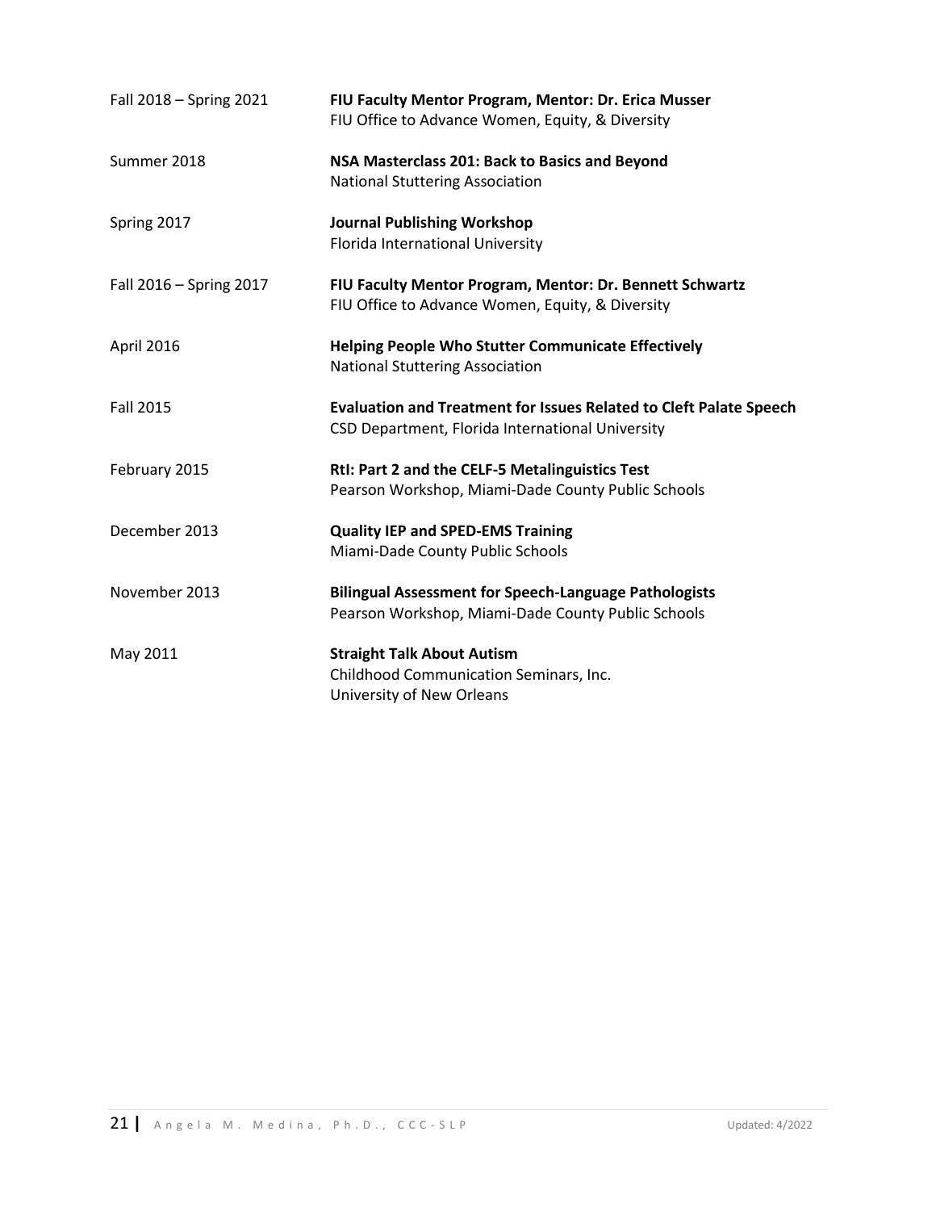Fall 2018 – Spring 2021 **FIU Faculty Mentor Program, Mentor: Dr. Erica Musser**
FIU Office to Advance Women, Equity, & Diversity

Summer 2018 **NSA Masterclass 201: Back to Basics and Beyond**
National Stuttering Association

Spring 2017 **Journal Publishing Workshop**
Florida International University

Fall 2016 – Spring 2017 **FIU Faculty Mentor Program, Mentor: Dr. Bennett Schwartz**
FIU Office to Advance Women, Equity, & Diversity

April 2016 **Helping People Who Stutter Communicate Effectively**
National Stuttering Association

Fall 2015 **Evaluation and Treatment for Issues Related to Cleft Palate Speech**
CSD Department, Florida International University

February 2015 **RtI: Part 2 and the CELF-5 Metalinguistics Test**
Pearson Workshop, Miami-Dade County Public Schools

December 2013 **Quality IEP and SPED-EMS Training**
Miami-Dade County Public Schools

November 2013 **Bilingual Assessment for Speech-Language Pathologists**
Pearson Workshop, Miami-Dade County Public Schools

May 2011 **Straight Talk About Autism**
Childhood Communication Seminars, Inc.
University of New Orleans